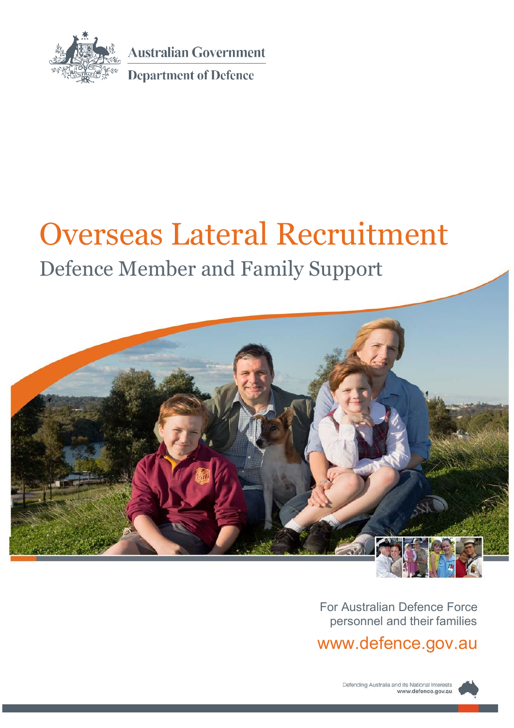Australian Government

Department of Defence

# Overseas Lateral Recruitment

## Defence Member and Family Support

For Australian Defence Force personnel and their families

www.defence.gov.au

Defending Australia and its National Interests
www.defence.gov.au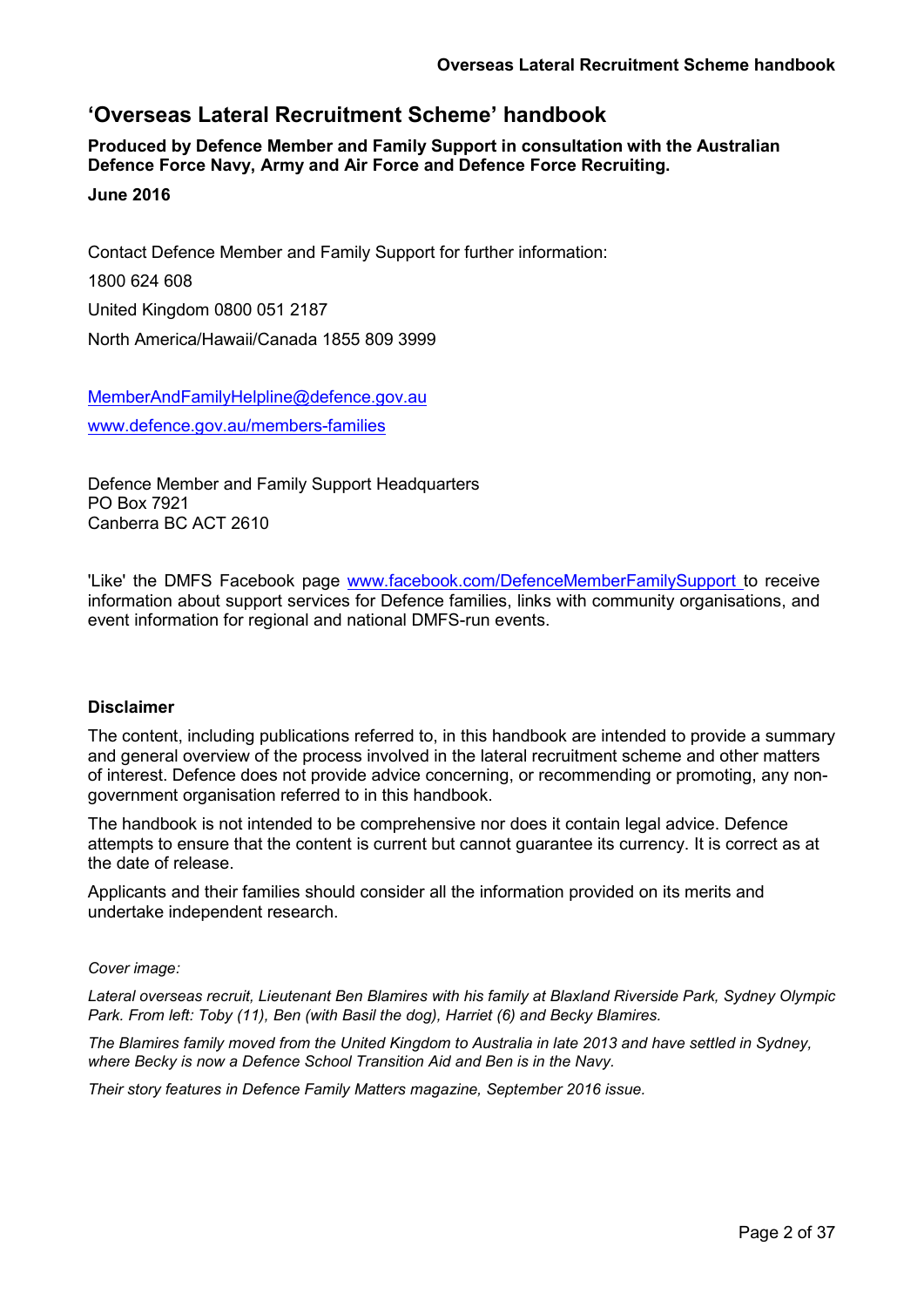# ‘Overseas Lateral Recruitment Scheme’ handbook

**Produced by Defence Member and Family Support in consultation with the Australian Defence Force Navy, Army and Air Force and Defence Force Recruiting.**

**June 2016**

Contact Defence Member and Family Support for further information:

1800 624 608

United Kingdom 0800 051 2187

North America/Hawaii/Canada 1855 809 3999

MemberAndFamilyHelpline@defence.gov.au

www.defence.gov.au/members-families

Defence Member and Family Support Headquarters
PO Box 7921
Canberra BC ACT 2610

'Like' the DMFS Facebook page www.facebook.com/DefenceMemberFamilySupport to receive information about support services for Defence families, links with community organisations, and event information for regional and national DMFS-run events.

## Disclaimer

The content, including publications referred to, in this handbook are intended to provide a summary and general overview of the process involved in the lateral recruitment scheme and other matters of interest. Defence does not provide advice concerning, or recommending or promoting, any non-government organisation referred to in this handbook.

The handbook is not intended to be comprehensive nor does it contain legal advice. Defence attempts to ensure that the content is current but cannot guarantee its currency. It is correct as at the date of release.

Applicants and their families should consider all the information provided on its merits and undertake independent research.

*Cover image:*

*Lateral overseas recruit, Lieutenant Ben Blamires with his family at Blaxland Riverside Park, Sydney Olympic Park. From left: Toby (11), Ben (with Basil the dog), Harriet (6) and Becky Blamires.*

*The Blamires family moved from the United Kingdom to Australia in late 2013 and have settled in Sydney, where Becky is now a Defence School Transition Aid and Ben is in the Navy.*

*Their story features in Defence Family Matters magazine, September 2016 issue.*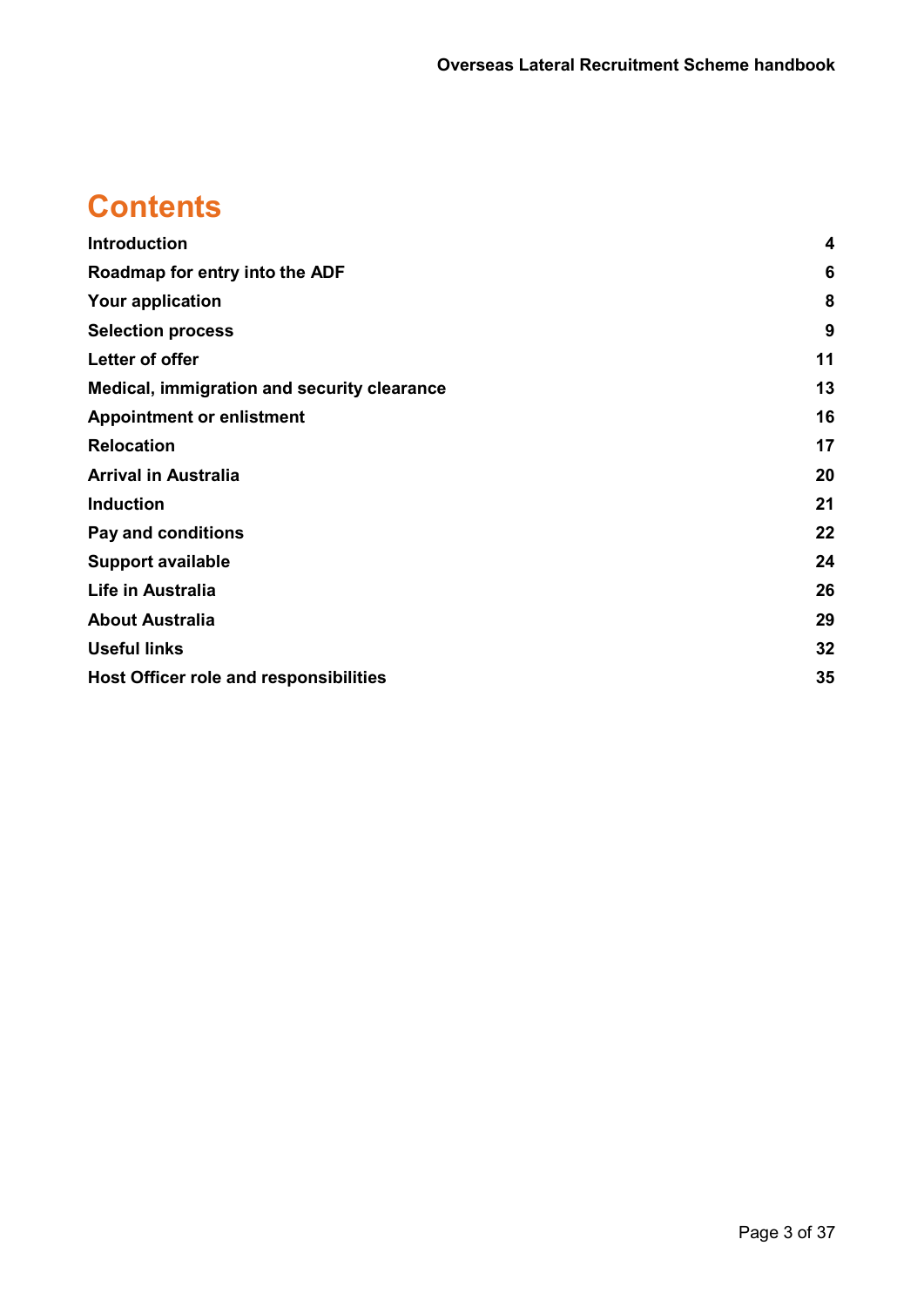# Contents

| | |
|---|---|
| **Introduction** | **4** |
| **Roadmap for entry into the ADF** | **6** |
| **Your application** | **8** |
| **Selection process** | **9** |
| **Letter of offer** | **11** |
| **Medical, immigration and security clearance** | **13** |
| **Appointment or enlistment** | **16** |
| **Relocation** | **17** |
| **Arrival in Australia** | **20** |
| **Induction** | **21** |
| **Pay and conditions** | **22** |
| **Support available** | **24** |
| **Life in Australia** | **26** |
| **About Australia** | **29** |
| **Useful links** | **32** |
| **Host Officer role and responsibilities** | **35** |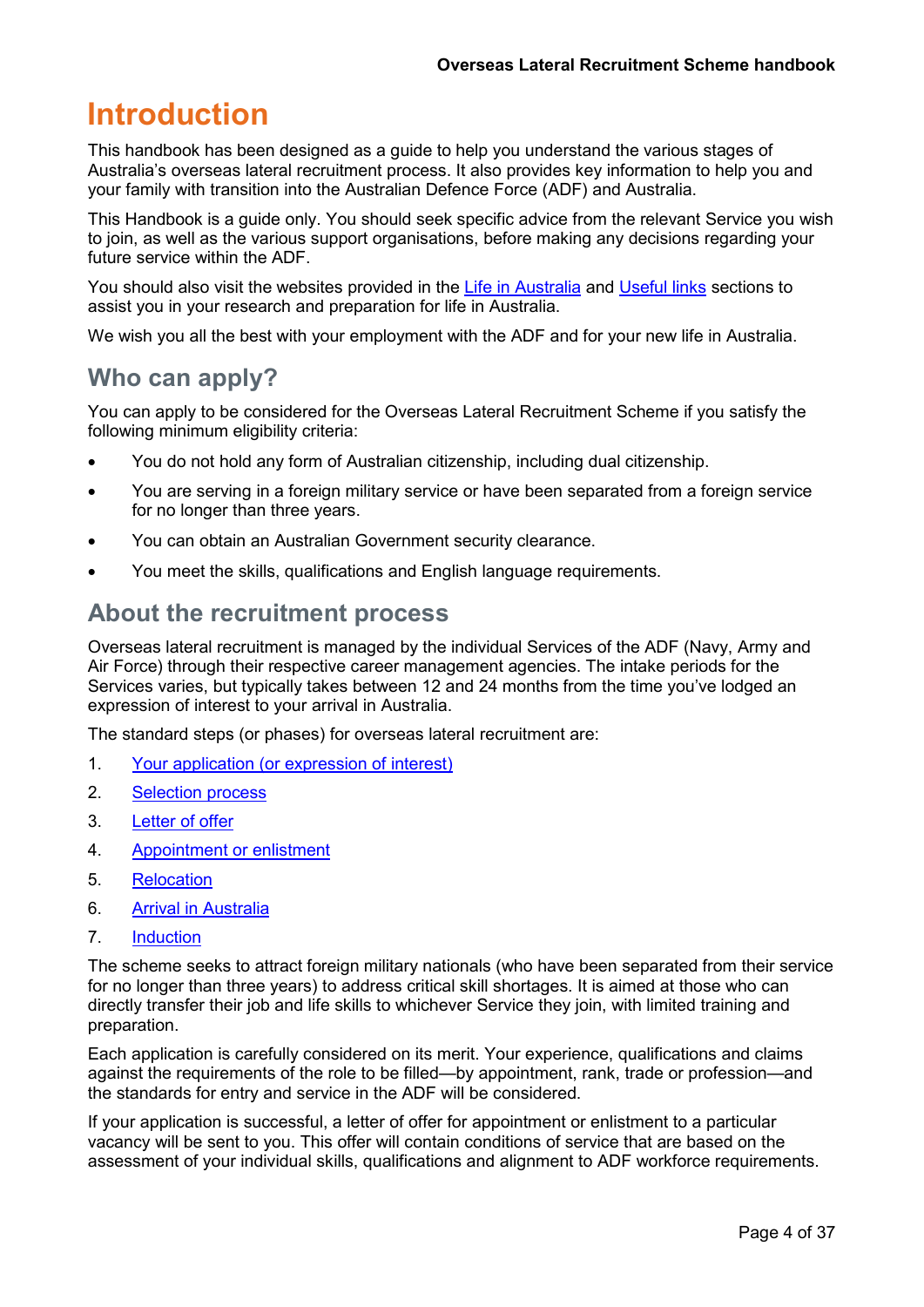# Introduction

This handbook has been designed as a guide to help you understand the various stages of Australia's overseas lateral recruitment process. It also provides key information to help you and your family with transition into the Australian Defence Force (ADF) and Australia.

This Handbook is a guide only. You should seek specific advice from the relevant Service you wish to join, as well as the various support organisations, before making any decisions regarding your future service within the ADF.

You should also visit the websites provided in the Life in Australia and Useful links sections to assist you in your research and preparation for life in Australia.

We wish you all the best with your employment with the ADF and for your new life in Australia.

## Who can apply?

You can apply to be considered for the Overseas Lateral Recruitment Scheme if you satisfy the following minimum eligibility criteria:

- You do not hold any form of Australian citizenship, including dual citizenship.
- You are serving in a foreign military service or have been separated from a foreign service for no longer than three years.
- You can obtain an Australian Government security clearance.
- You meet the skills, qualifications and English language requirements.

## About the recruitment process

Overseas lateral recruitment is managed by the individual Services of the ADF (Navy, Army and Air Force) through their respective career management agencies. The intake periods for the Services varies, but typically takes between 12 and 24 months from the time you've lodged an expression of interest to your arrival in Australia.

The standard steps (or phases) for overseas lateral recruitment are:

1. Your application (or expression of interest)
2. Selection process
3. Letter of offer
4. Appointment or enlistment
5. Relocation
6. Arrival in Australia
7. Induction

The scheme seeks to attract foreign military nationals (who have been separated from their service for no longer than three years) to address critical skill shortages. It is aimed at those who can directly transfer their job and life skills to whichever Service they join, with limited training and preparation.

Each application is carefully considered on its merit. Your experience, qualifications and claims against the requirements of the role to be filled—by appointment, rank, trade or profession—and the standards for entry and service in the ADF will be considered.

If your application is successful, a letter of offer for appointment or enlistment to a particular vacancy will be sent to you. This offer will contain conditions of service that are based on the assessment of your individual skills, qualifications and alignment to ADF workforce requirements.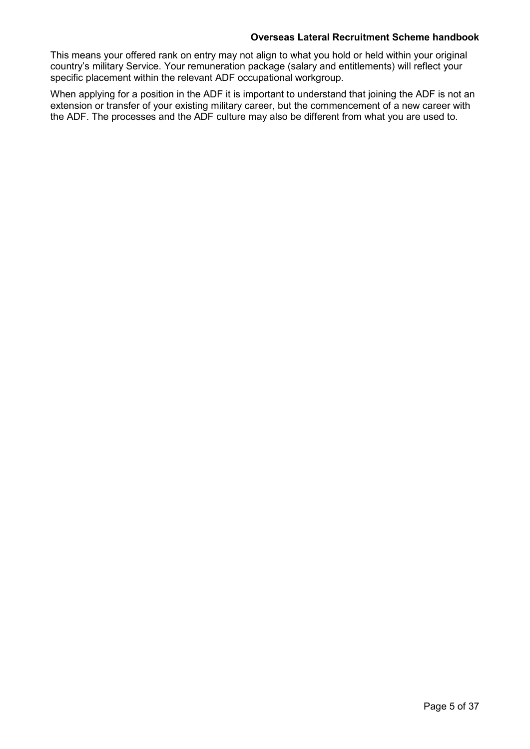This means your offered rank on entry may not align to what you hold or held within your original country's military Service. Your remuneration package (salary and entitlements) will reflect your specific placement within the relevant ADF occupational workgroup.

When applying for a position in the ADF it is important to understand that joining the ADF is not an extension or transfer of your existing military career, but the commencement of a new career with the ADF. The processes and the ADF culture may also be different from what you are used to.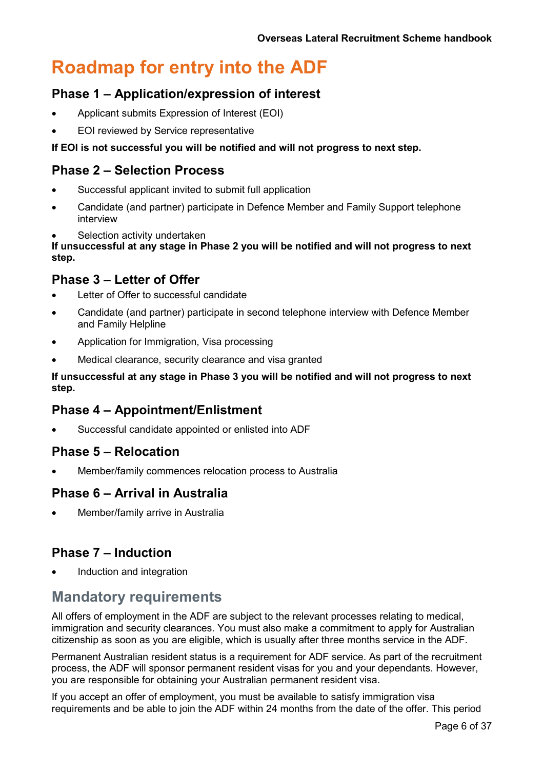# Roadmap for entry into the ADF

## Phase 1 – Application/expression of interest

- Applicant submits Expression of Interest (EOI)
- EOI reviewed by Service representative

**If EOI is not successful you will be notified and will not progress to next step.**

## Phase 2 – Selection Process

- Successful applicant invited to submit full application
- Candidate (and partner) participate in Defence Member and Family Support telephone interview
- Selection activity undertaken

**If unsuccessful at any stage in Phase 2 you will be notified and will not progress to next step.**

## Phase 3 – Letter of Offer

- Letter of Offer to successful candidate
- Candidate (and partner) participate in second telephone interview with Defence Member and Family Helpline
- Application for Immigration, Visa processing
- Medical clearance, security clearance and visa granted

**If unsuccessful at any stage in Phase 3 you will be notified and will not progress to next step.**

## Phase 4 – Appointment/Enlistment

- Successful candidate appointed or enlisted into ADF

## Phase 5 – Relocation

- Member/family commences relocation process to Australia

## Phase 6 – Arrival in Australia

- Member/family arrive in Australia

## Phase 7 – Induction

- Induction and integration

## Mandatory requirements

All offers of employment in the ADF are subject to the relevant processes relating to medical, immigration and security clearances. You must also make a commitment to apply for Australian citizenship as soon as you are eligible, which is usually after three months service in the ADF.

Permanent Australian resident status is a requirement for ADF service. As part of the recruitment process, the ADF will sponsor permanent resident visas for you and your dependants. However, you are responsible for obtaining your Australian permanent resident visa.

If you accept an offer of employment, you must be available to satisfy immigration visa requirements and be able to join the ADF within 24 months from the date of the offer. This period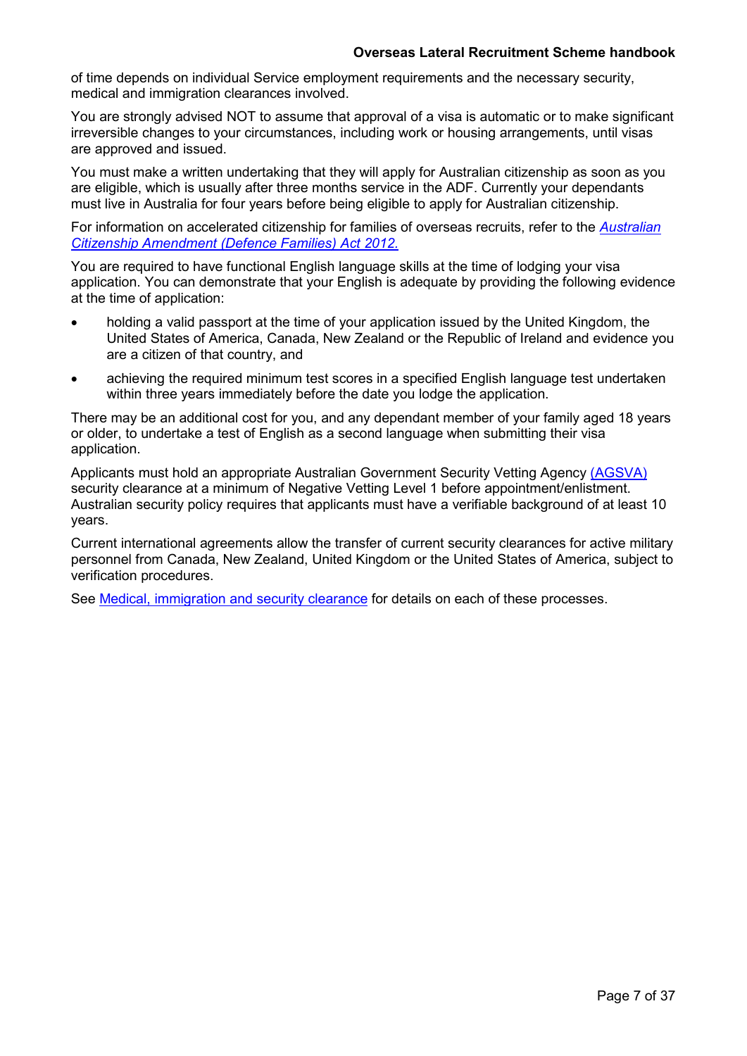of time depends on individual Service employment requirements and the necessary security, medical and immigration clearances involved.

You are strongly advised NOT to assume that approval of a visa is automatic or to make significant irreversible changes to your circumstances, including work or housing arrangements, until visas are approved and issued.

You must make a written undertaking that they will apply for Australian citizenship as soon as you are eligible, which is usually after three months service in the ADF. Currently your dependants must live in Australia for four years before being eligible to apply for Australian citizenship.

For information on accelerated citizenship for families of overseas recruits, refer to the *Australian Citizenship Amendment (Defence Families) Act 2012.*

You are required to have functional English language skills at the time of lodging your visa application. You can demonstrate that your English is adequate by providing the following evidence at the time of application:

- holding a valid passport at the time of your application issued by the United Kingdom, the United States of America, Canada, New Zealand or the Republic of Ireland and evidence you are a citizen of that country, and
- achieving the required minimum test scores in a specified English language test undertaken within three years immediately before the date you lodge the application.

There may be an additional cost for you, and any dependant member of your family aged 18 years or older, to undertake a test of English as a second language when submitting their visa application.

Applicants must hold an appropriate Australian Government Security Vetting Agency (AGSVA) security clearance at a minimum of Negative Vetting Level 1 before appointment/enlistment. Australian security policy requires that applicants must have a verifiable background of at least 10 years.

Current international agreements allow the transfer of current security clearances for active military personnel from Canada, New Zealand, United Kingdom or the United States of America, subject to verification procedures.

See Medical, immigration and security clearance for details on each of these processes.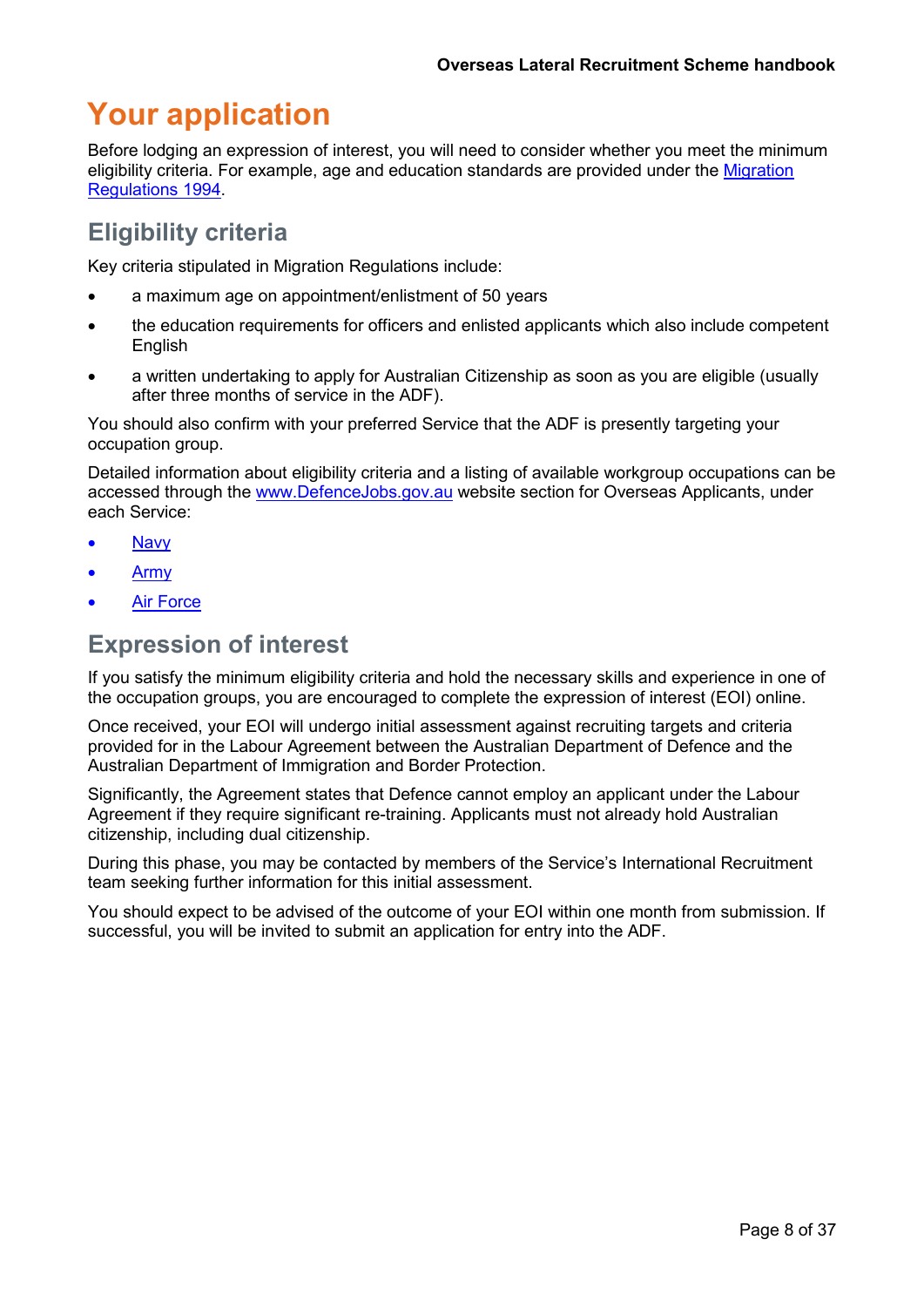# Your application

Before lodging an expression of interest, you will need to consider whether you meet the minimum eligibility criteria. For example, age and education standards are provided under the [Migration Regulations 1994](Migration Regulations 1994).

## Eligibility criteria

Key criteria stipulated in Migration Regulations include:

- a maximum age on appointment/enlistment of 50 years
- the education requirements for officers and enlisted applicants which also include competent English
- a written undertaking to apply for Australian Citizenship as soon as you are eligible (usually after three months of service in the ADF).

You should also confirm with your preferred Service that the ADF is presently targeting your occupation group.

Detailed information about eligibility criteria and a listing of available workgroup occupations can be accessed through the [www.DefenceJobs.gov.au](www.DefenceJobs.gov.au) website section for Overseas Applicants, under each Service:

- Navy
- Army
- Air Force

## Expression of interest

If you satisfy the minimum eligibility criteria and hold the necessary skills and experience in one of the occupation groups, you are encouraged to complete the expression of interest (EOI) online.

Once received, your EOI will undergo initial assessment against recruiting targets and criteria provided for in the Labour Agreement between the Australian Department of Defence and the Australian Department of Immigration and Border Protection.

Significantly, the Agreement states that Defence cannot employ an applicant under the Labour Agreement if they require significant re-training. Applicants must not already hold Australian citizenship, including dual citizenship.

During this phase, you may be contacted by members of the Service's International Recruitment team seeking further information for this initial assessment.

You should expect to be advised of the outcome of your EOI within one month from submission. If successful, you will be invited to submit an application for entry into the ADF.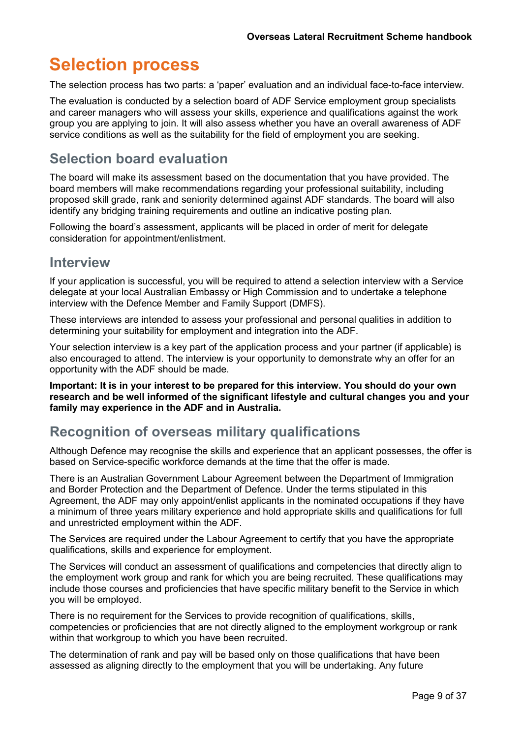# Selection process

The selection process has two parts: a 'paper' evaluation and an individual face-to-face interview.

The evaluation is conducted by a selection board of ADF Service employment group specialists and career managers who will assess your skills, experience and qualifications against the work group you are applying to join. It will also assess whether you have an overall awareness of ADF service conditions as well as the suitability for the field of employment you are seeking.

## Selection board evaluation

The board will make its assessment based on the documentation that you have provided. The board members will make recommendations regarding your professional suitability, including proposed skill grade, rank and seniority determined against ADF standards. The board will also identify any bridging training requirements and outline an indicative posting plan.

Following the board's assessment, applicants will be placed in order of merit for delegate consideration for appointment/enlistment.

## Interview

If your application is successful, you will be required to attend a selection interview with a Service delegate at your local Australian Embassy or High Commission and to undertake a telephone interview with the Defence Member and Family Support (DMFS).

These interviews are intended to assess your professional and personal qualities in addition to determining your suitability for employment and integration into the ADF.

Your selection interview is a key part of the application process and your partner (if applicable) is also encouraged to attend. The interview is your opportunity to demonstrate why an offer for an opportunity with the ADF should be made.

**Important: It is in your interest to be prepared for this interview. You should do your own research and be well informed of the significant lifestyle and cultural changes you and your family may experience in the ADF and in Australia.**

## Recognition of overseas military qualifications

Although Defence may recognise the skills and experience that an applicant possesses, the offer is based on Service-specific workforce demands at the time that the offer is made.

There is an Australian Government Labour Agreement between the Department of Immigration and Border Protection and the Department of Defence. Under the terms stipulated in this Agreement, the ADF may only appoint/enlist applicants in the nominated occupations if they have a minimum of three years military experience and hold appropriate skills and qualifications for full and unrestricted employment within the ADF.

The Services are required under the Labour Agreement to certify that you have the appropriate qualifications, skills and experience for employment.

The Services will conduct an assessment of qualifications and competencies that directly align to the employment work group and rank for which you are being recruited. These qualifications may include those courses and proficiencies that have specific military benefit to the Service in which you will be employed.

There is no requirement for the Services to provide recognition of qualifications, skills, competencies or proficiencies that are not directly aligned to the employment workgroup or rank within that workgroup to which you have been recruited.

The determination of rank and pay will be based only on those qualifications that have been assessed as aligning directly to the employment that you will be undertaking. Any future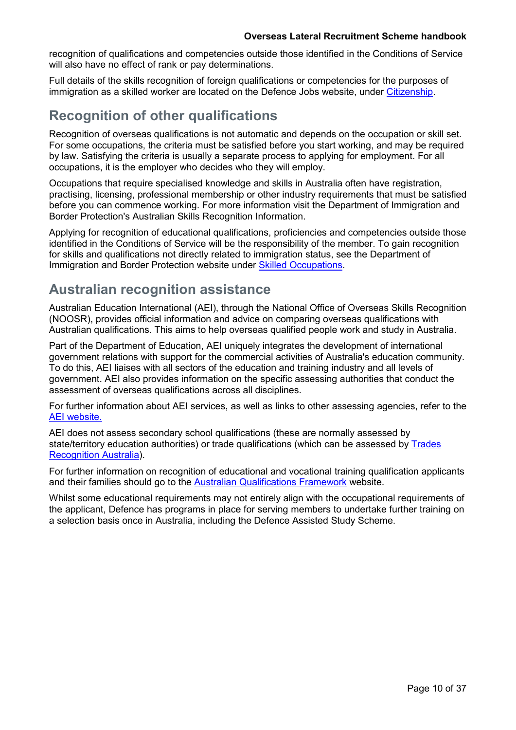recognition of qualifications and competencies outside those identified in the Conditions of Service will also have no effect of rank or pay determinations.

Full details of the skills recognition of foreign qualifications or competencies for the purposes of immigration as a skilled worker are located on the Defence Jobs website, under [Citizenship](#).

## Recognition of other qualifications

Recognition of overseas qualifications is not automatic and depends on the occupation or skill set. For some occupations, the criteria must be satisfied before you start working, and may be required by law. Satisfying the criteria is usually a separate process to applying for employment. For all occupations, it is the employer who decides who they will employ.

Occupations that require specialised knowledge and skills in Australia often have registration, practising, licensing, professional membership or other industry requirements that must be satisfied before you can commence working. For more information visit the Department of Immigration and Border Protection's Australian Skills Recognition Information.

Applying for recognition of educational qualifications, proficiencies and competencies outside those identified in the Conditions of Service will be the responsibility of the member. To gain recognition for skills and qualifications not directly related to immigration status, see the Department of Immigration and Border Protection website under [Skilled Occupations](#).

## Australian recognition assistance

Australian Education International (AEI), through the National Office of Overseas Skills Recognition (NOOSR), provides official information and advice on comparing overseas qualifications with Australian qualifications. This aims to help overseas qualified people work and study in Australia.

Part of the Department of Education, AEI uniquely integrates the development of international government relations with support for the commercial activities of Australia's education community. To do this, AEI liaises with all sectors of the education and training industry and all levels of government. AEI also provides information on the specific assessing authorities that conduct the assessment of overseas qualifications across all disciplines.

For further information about AEI services, as well as links to other assessing agencies, refer to the [AEI website.](#)

AEI does not assess secondary school qualifications (these are normally assessed by state/territory education authorities) or trade qualifications (which can be assessed by [Trades Recognition Australia](#)).

For further information on recognition of educational and vocational training qualification applicants and their families should go to the [Australian Qualifications Framework](#) website.

Whilst some educational requirements may not entirely align with the occupational requirements of the applicant, Defence has programs in place for serving members to undertake further training on a selection basis once in Australia, including the Defence Assisted Study Scheme.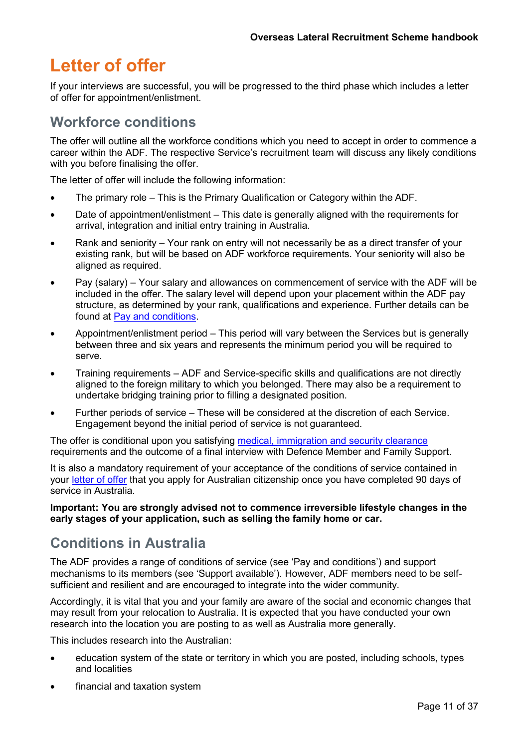# Letter of offer

If your interviews are successful, you will be progressed to the third phase which includes a letter of offer for appointment/enlistment.

## Workforce conditions

The offer will outline all the workforce conditions which you need to accept in order to commence a career within the ADF. The respective Service's recruitment team will discuss any likely conditions with you before finalising the offer.

The letter of offer will include the following information:

- The primary role – This is the Primary Qualification or Category within the ADF.
- Date of appointment/enlistment – This date is generally aligned with the requirements for arrival, integration and initial entry training in Australia.
- Rank and seniority – Your rank on entry will not necessarily be as a direct transfer of your existing rank, but will be based on ADF workforce requirements. Your seniority will also be aligned as required.
- Pay (salary) – Your salary and allowances on commencement of service with the ADF will be included in the offer. The salary level will depend upon your placement within the ADF pay structure, as determined by your rank, qualifications and experience. Further details can be found at Pay and conditions.
- Appointment/enlistment period – This period will vary between the Services but is generally between three and six years and represents the minimum period you will be required to serve.
- Training requirements – ADF and Service-specific skills and qualifications are not directly aligned to the foreign military to which you belonged. There may also be a requirement to undertake bridging training prior to filling a designated position.
- Further periods of service – These will be considered at the discretion of each Service. Engagement beyond the initial period of service is not guaranteed.

The offer is conditional upon you satisfying medical, immigration and security clearance requirements and the outcome of a final interview with Defence Member and Family Support.

It is also a mandatory requirement of your acceptance of the conditions of service contained in your letter of offer that you apply for Australian citizenship once you have completed 90 days of service in Australia.

**Important: You are strongly advised not to commence irreversible lifestyle changes in the early stages of your application, such as selling the family home or car.**

## Conditions in Australia

The ADF provides a range of conditions of service (see 'Pay and conditions') and support mechanisms to its members (see 'Support available'). However, ADF members need to be self-sufficient and resilient and are encouraged to integrate into the wider community.

Accordingly, it is vital that you and your family are aware of the social and economic changes that may result from your relocation to Australia. It is expected that you have conducted your own research into the location you are posting to as well as Australia more generally.

This includes research into the Australian:

- education system of the state or territory in which you are posted, including schools, types and localities
- financial and taxation system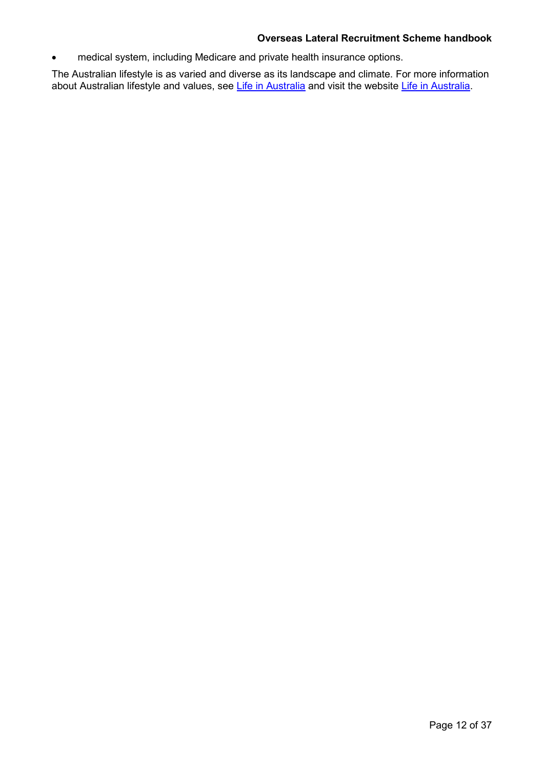- medical system, including Medicare and private health insurance options.

The Australian lifestyle is as varied and diverse as its landscape and climate. For more information about Australian lifestyle and values, see Life in Australia and visit the website Life in Australia.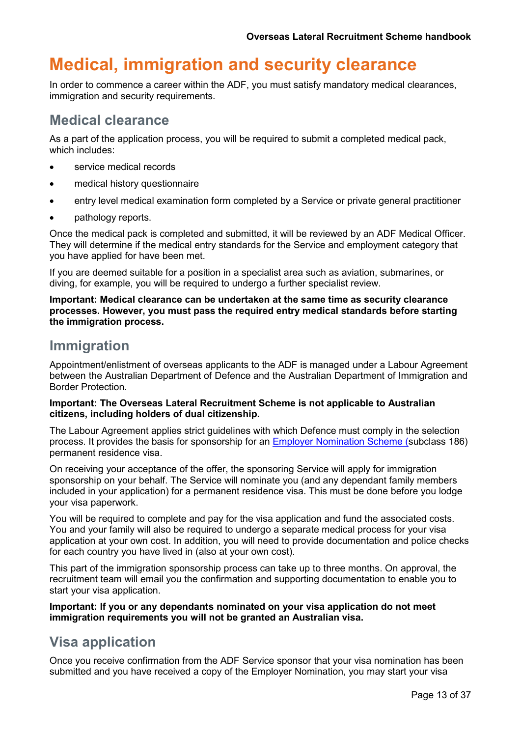# Medical, immigration and security clearance

In order to commence a career within the ADF, you must satisfy mandatory medical clearances, immigration and security requirements.

## Medical clearance

As a part of the application process, you will be required to submit a completed medical pack, which includes:

- service medical records
- medical history questionnaire
- entry level medical examination form completed by a Service or private general practitioner
- pathology reports.

Once the medical pack is completed and submitted, it will be reviewed by an ADF Medical Officer. They will determine if the medical entry standards for the Service and employment category that you have applied for have been met.

If you are deemed suitable for a position in a specialist area such as aviation, submarines, or diving, for example, you will be required to undergo a further specialist review.

**Important: Medical clearance can be undertaken at the same time as security clearance processes. However, you must pass the required entry medical standards before starting the immigration process.**

## Immigration

Appointment/enlistment of overseas applicants to the ADF is managed under a Labour Agreement between the Australian Department of Defence and the Australian Department of Immigration and Border Protection.

**Important: The Overseas Lateral Recruitment Scheme is not applicable to Australian citizens, including holders of dual citizenship.**

The Labour Agreement applies strict guidelines with which Defence must comply in the selection process. It provides the basis for sponsorship for an Employer Nomination Scheme (subclass 186) permanent residence visa.

On receiving your acceptance of the offer, the sponsoring Service will apply for immigration sponsorship on your behalf. The Service will nominate you (and any dependant family members included in your application) for a permanent residence visa. This must be done before you lodge your visa paperwork.

You will be required to complete and pay for the visa application and fund the associated costs. You and your family will also be required to undergo a separate medical process for your visa application at your own cost. In addition, you will need to provide documentation and police checks for each country you have lived in (also at your own cost).

This part of the immigration sponsorship process can take up to three months. On approval, the recruitment team will email you the confirmation and supporting documentation to enable you to start your visa application.

**Important: If you or any dependants nominated on your visa application do not meet immigration requirements you will not be granted an Australian visa.**

## Visa application

Once you receive confirmation from the ADF Service sponsor that your visa nomination has been submitted and you have received a copy of the Employer Nomination, you may start your visa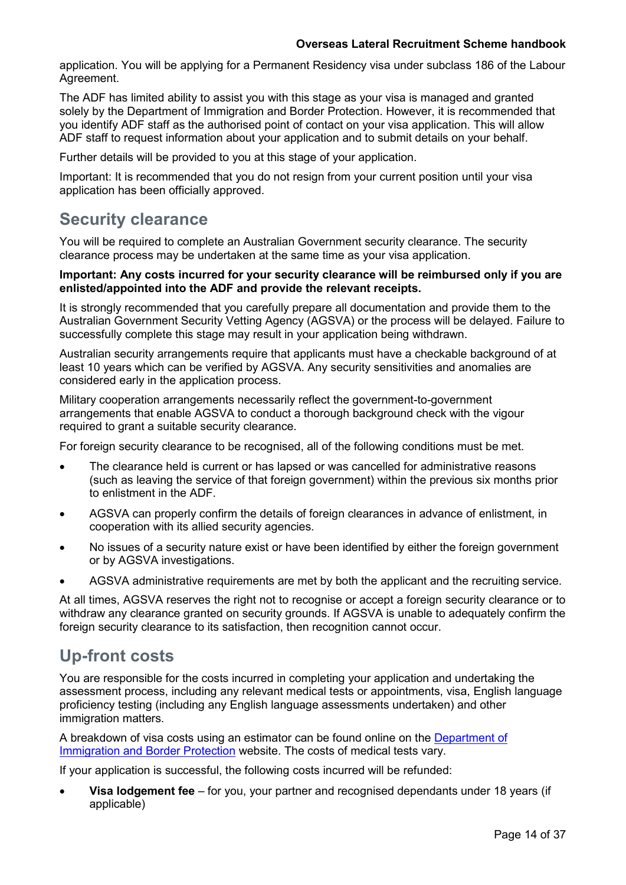application. You will be applying for a Permanent Residency visa under subclass 186 of the Labour Agreement.

The ADF has limited ability to assist you with this stage as your visa is managed and granted solely by the Department of Immigration and Border Protection. However, it is recommended that you identify ADF staff as the authorised point of contact on your visa application. This will allow ADF staff to request information about your application and to submit details on your behalf.

Further details will be provided to you at this stage of your application.

Important: It is recommended that you do not resign from your current position until your visa application has been officially approved.

## Security clearance

You will be required to complete an Australian Government security clearance. The security clearance process may be undertaken at the same time as your visa application.

**Important: Any costs incurred for your security clearance will be reimbursed only if you are enlisted/appointed into the ADF and provide the relevant receipts.**

It is strongly recommended that you carefully prepare all documentation and provide them to the Australian Government Security Vetting Agency (AGSVA) or the process will be delayed. Failure to successfully complete this stage may result in your application being withdrawn.

Australian security arrangements require that applicants must have a checkable background of at least 10 years which can be verified by AGSVA. Any security sensitivities and anomalies are considered early in the application process.

Military cooperation arrangements necessarily reflect the government-to-government arrangements that enable AGSVA to conduct a thorough background check with the vigour required to grant a suitable security clearance.

For foreign security clearance to be recognised, all of the following conditions must be met.

- The clearance held is current or has lapsed or was cancelled for administrative reasons (such as leaving the service of that foreign government) within the previous six months prior to enlistment in the ADF.
- AGSVA can properly confirm the details of foreign clearances in advance of enlistment, in cooperation with its allied security agencies.
- No issues of a security nature exist or have been identified by either the foreign government or by AGSVA investigations.
- AGSVA administrative requirements are met by both the applicant and the recruiting service.

At all times, AGSVA reserves the right not to recognise or accept a foreign security clearance or to withdraw any clearance granted on security grounds. If AGSVA is unable to adequately confirm the foreign security clearance to its satisfaction, then recognition cannot occur.

## Up-front costs

You are responsible for the costs incurred in completing your application and undertaking the assessment process, including any relevant medical tests or appointments, visa, English language proficiency testing (including any English language assessments undertaken) and other immigration matters.

A breakdown of visa costs using an estimator can be found online on the Department of Immigration and Border Protection website. The costs of medical tests vary.

If your application is successful, the following costs incurred will be refunded:

- **Visa lodgement fee** – for you, your partner and recognised dependants under 18 years (if applicable)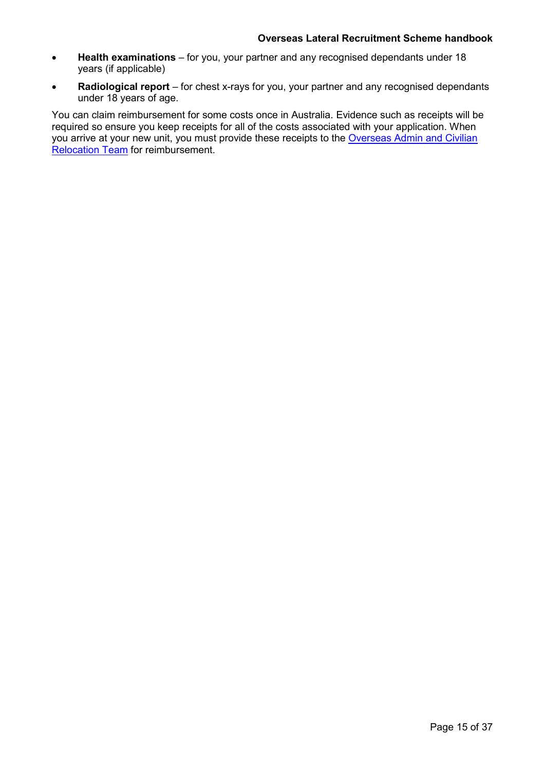- **Health examinations** – for you, your partner and any recognised dependants under 18 years (if applicable)
- **Radiological report** – for chest x-rays for you, your partner and any recognised dependants under 18 years of age.

You can claim reimbursement for some costs once in Australia. Evidence such as receipts will be required so ensure you keep receipts for all of the costs associated with your application. When you arrive at your new unit, you must provide these receipts to the Overseas Admin and Civilian Relocation Team for reimbursement.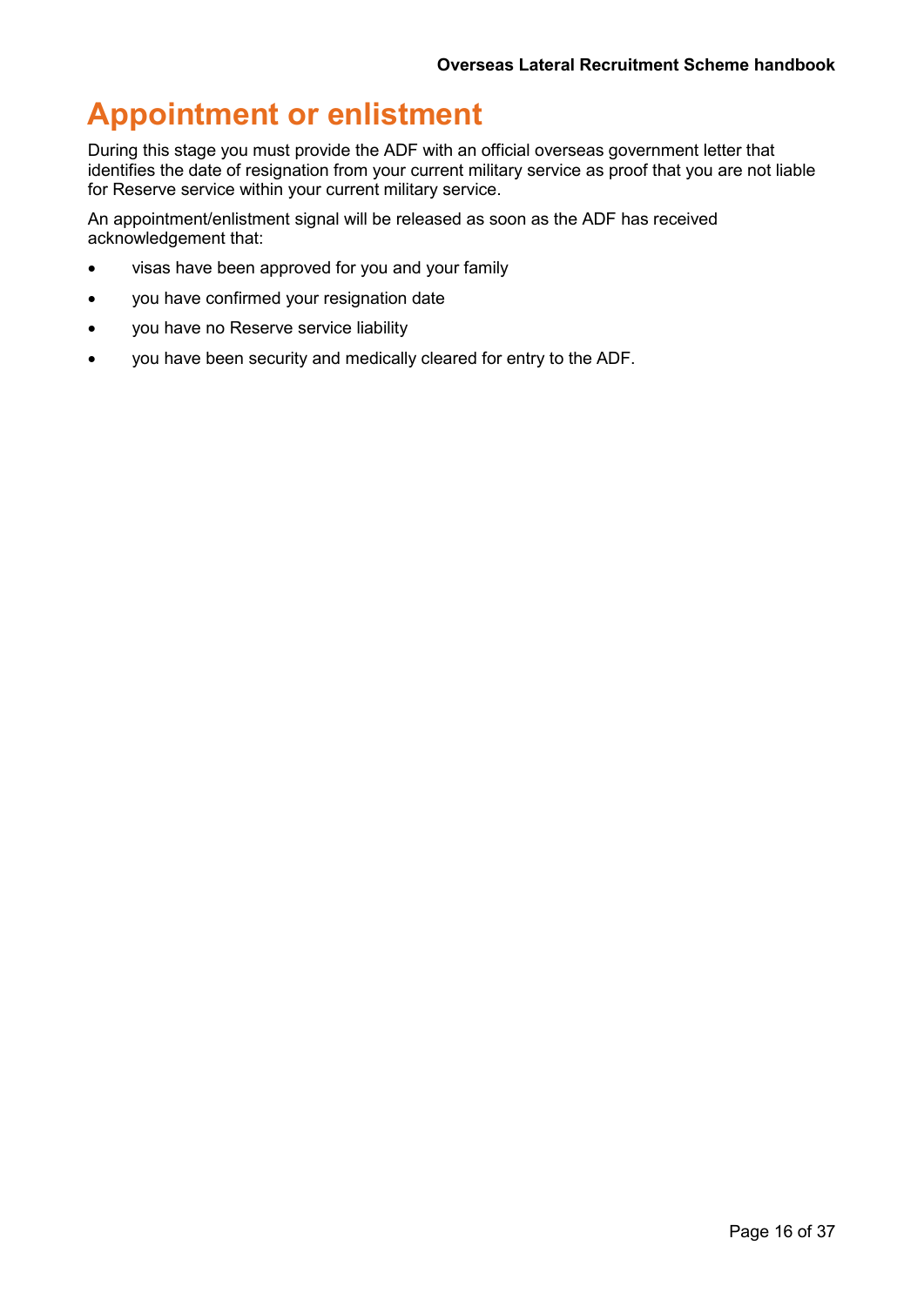# Appointment or enlistment

During this stage you must provide the ADF with an official overseas government letter that identifies the date of resignation from your current military service as proof that you are not liable for Reserve service within your current military service.

An appointment/enlistment signal will be released as soon as the ADF has received acknowledgement that:

- visas have been approved for you and your family
- you have confirmed your resignation date
- you have no Reserve service liability
- you have been security and medically cleared for entry to the ADF.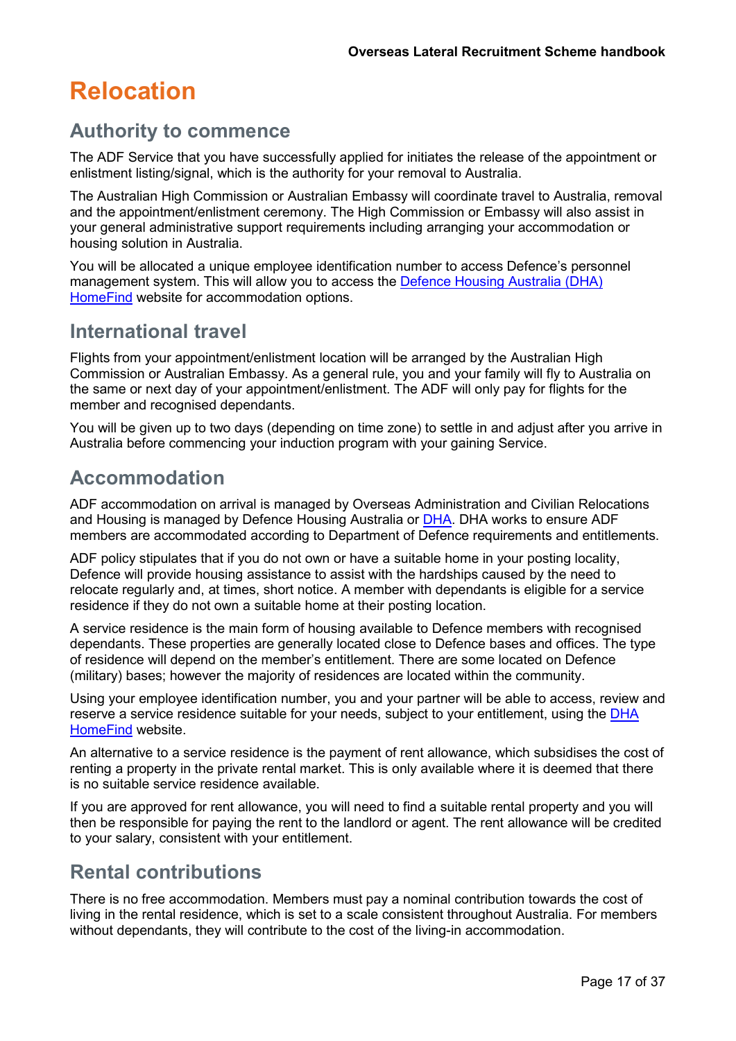# Relocation

## Authority to commence

The ADF Service that you have successfully applied for initiates the release of the appointment or enlistment listing/signal, which is the authority for your removal to Australia.

The Australian High Commission or Australian Embassy will coordinate travel to Australia, removal and the appointment/enlistment ceremony. The High Commission or Embassy will also assist in your general administrative support requirements including arranging your accommodation or housing solution in Australia.

You will be allocated a unique employee identification number to access Defence's personnel management system. This will allow you to access the Defence Housing Australia (DHA) HomeFind website for accommodation options.

## International travel

Flights from your appointment/enlistment location will be arranged by the Australian High Commission or Australian Embassy. As a general rule, you and your family will fly to Australia on the same or next day of your appointment/enlistment. The ADF will only pay for flights for the member and recognised dependants.

You will be given up to two days (depending on time zone) to settle in and adjust after you arrive in Australia before commencing your induction program with your gaining Service.

## Accommodation

ADF accommodation on arrival is managed by Overseas Administration and Civilian Relocations and Housing is managed by Defence Housing Australia or DHA. DHA works to ensure ADF members are accommodated according to Department of Defence requirements and entitlements.

ADF policy stipulates that if you do not own or have a suitable home in your posting locality, Defence will provide housing assistance to assist with the hardships caused by the need to relocate regularly and, at times, short notice. A member with dependants is eligible for a service residence if they do not own a suitable home at their posting location.

A service residence is the main form of housing available to Defence members with recognised dependants. These properties are generally located close to Defence bases and offices. The type of residence will depend on the member's entitlement. There are some located on Defence (military) bases; however the majority of residences are located within the community.

Using your employee identification number, you and your partner will be able to access, review and reserve a service residence suitable for your needs, subject to your entitlement, using the DHA HomeFind website.

An alternative to a service residence is the payment of rent allowance, which subsidises the cost of renting a property in the private rental market. This is only available where it is deemed that there is no suitable service residence available.

If you are approved for rent allowance, you will need to find a suitable rental property and you will then be responsible for paying the rent to the landlord or agent. The rent allowance will be credited to your salary, consistent with your entitlement.

## Rental contributions

There is no free accommodation. Members must pay a nominal contribution towards the cost of living in the rental residence, which is set to a scale consistent throughout Australia. For members without dependants, they will contribute to the cost of the living-in accommodation.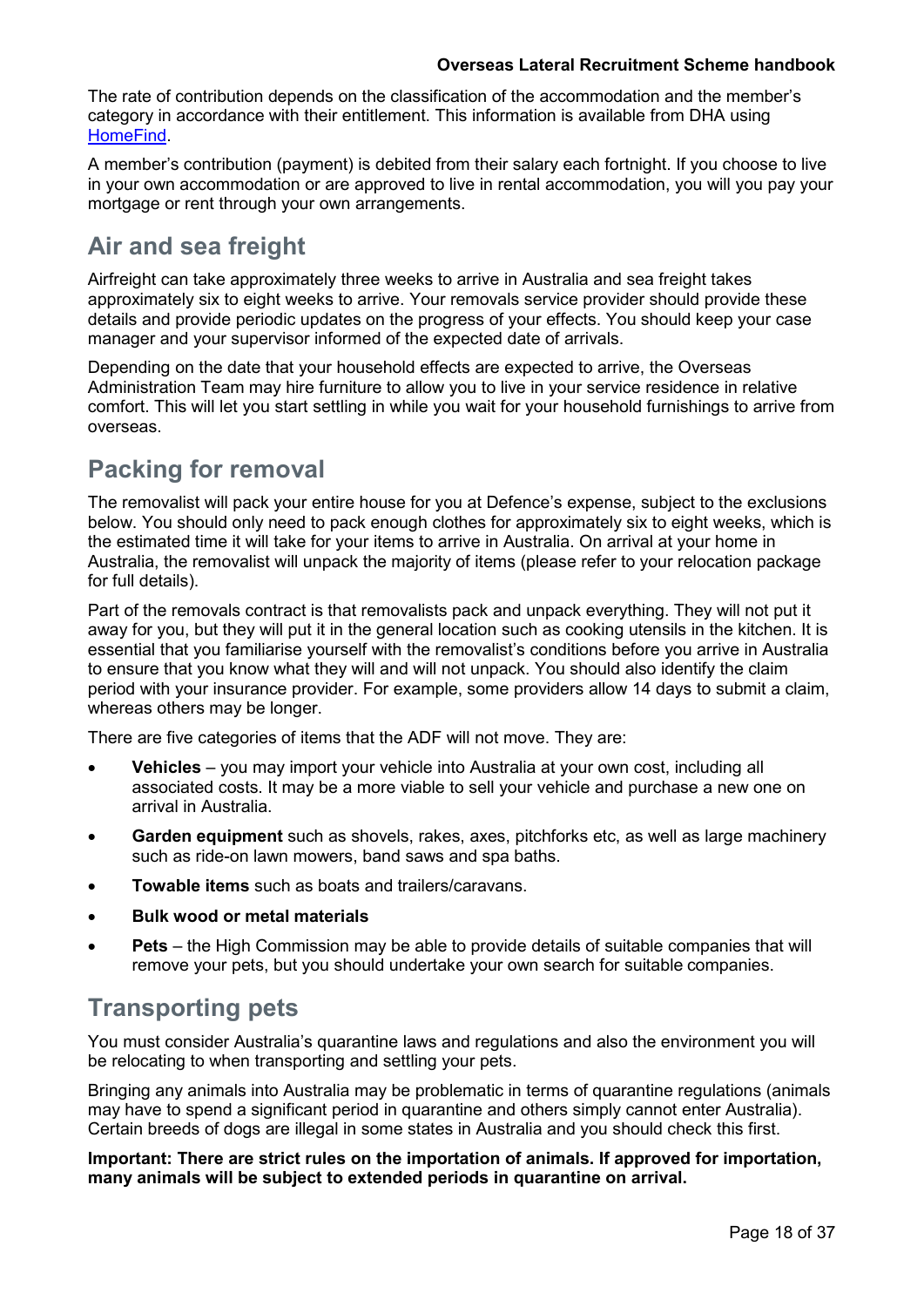The rate of contribution depends on the classification of the accommodation and the member's category in accordance with their entitlement. This information is available from DHA using [HomeFind](#).

A member's contribution (payment) is debited from their salary each fortnight. If you choose to live in your own accommodation or are approved to live in rental accommodation, you will you pay your mortgage or rent through your own arrangements.

## Air and sea freight

Airfreight can take approximately three weeks to arrive in Australia and sea freight takes approximately six to eight weeks to arrive. Your removals service provider should provide these details and provide periodic updates on the progress of your effects. You should keep your case manager and your supervisor informed of the expected date of arrivals.

Depending on the date that your household effects are expected to arrive, the Overseas Administration Team may hire furniture to allow you to live in your service residence in relative comfort. This will let you start settling in while you wait for your household furnishings to arrive from overseas.

## Packing for removal

The removalist will pack your entire house for you at Defence's expense, subject to the exclusions below. You should only need to pack enough clothes for approximately six to eight weeks, which is the estimated time it will take for your items to arrive in Australia. On arrival at your home in Australia, the removalist will unpack the majority of items (please refer to your relocation package for full details).

Part of the removals contract is that removalists pack and unpack everything. They will not put it away for you, but they will put it in the general location such as cooking utensils in the kitchen. It is essential that you familiarise yourself with the removalist's conditions before you arrive in Australia to ensure that you know what they will and will not unpack. You should also identify the claim period with your insurance provider. For example, some providers allow 14 days to submit a claim, whereas others may be longer.

There are five categories of items that the ADF will not move. They are:

- **Vehicles** – you may import your vehicle into Australia at your own cost, including all associated costs. It may be a more viable to sell your vehicle and purchase a new one on arrival in Australia.
- **Garden equipment** such as shovels, rakes, axes, pitchforks etc, as well as large machinery such as ride-on lawn mowers, band saws and spa baths.
- **Towable items** such as boats and trailers/caravans.
- **Bulk wood or metal materials**
- **Pets** – the High Commission may be able to provide details of suitable companies that will remove your pets, but you should undertake your own search for suitable companies.

## Transporting pets

You must consider Australia's quarantine laws and regulations and also the environment you will be relocating to when transporting and settling your pets.

Bringing any animals into Australia may be problematic in terms of quarantine regulations (animals may have to spend a significant period in quarantine and others simply cannot enter Australia). Certain breeds of dogs are illegal in some states in Australia and you should check this first.

**Important: There are strict rules on the importation of animals. If approved for importation, many animals will be subject to extended periods in quarantine on arrival.**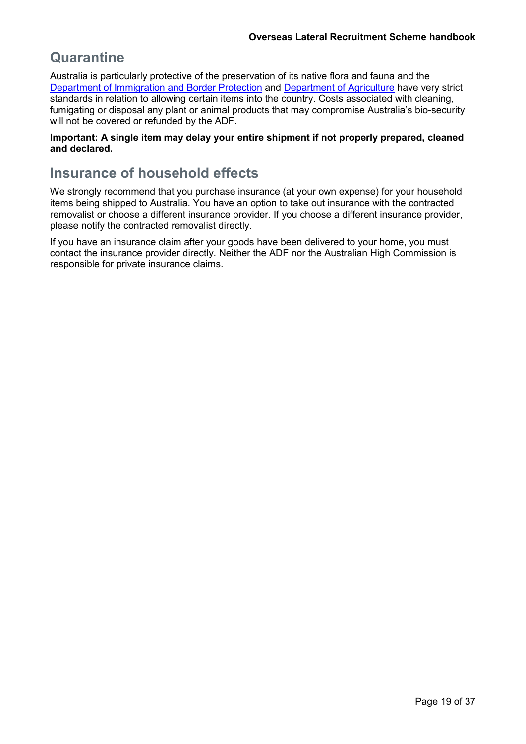## Quarantine

Australia is particularly protective of the preservation of its native flora and fauna and the [Department of Immigration and Border Protection](#) and [Department of Agriculture](#) have very strict standards in relation to allowing certain items into the country. Costs associated with cleaning, fumigating or disposal any plant or animal products that may compromise Australia's bio-security will not be covered or refunded by the ADF.

**Important: A single item may delay your entire shipment if not properly prepared, cleaned and declared.**

## Insurance of household effects

We strongly recommend that you purchase insurance (at your own expense) for your household items being shipped to Australia. You have an option to take out insurance with the contracted removalist or choose a different insurance provider. If you choose a different insurance provider, please notify the contracted removalist directly.

If you have an insurance claim after your goods have been delivered to your home, you must contact the insurance provider directly. Neither the ADF nor the Australian High Commission is responsible for private insurance claims.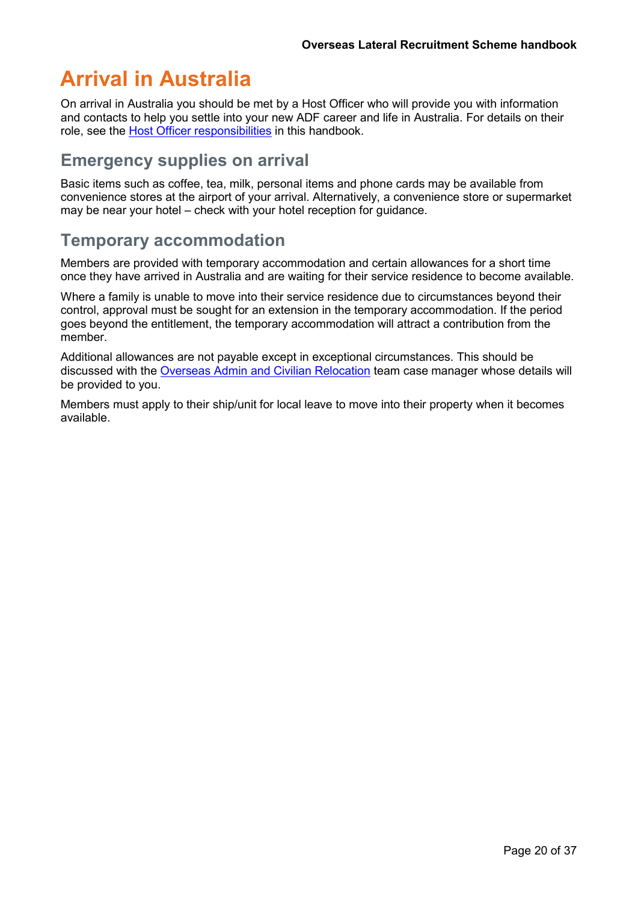# Arrival in Australia

On arrival in Australia you should be met by a Host Officer who will provide you with information and contacts to help you settle into your new ADF career and life in Australia. For details on their role, see the Host Officer responsibilities in this handbook.

## Emergency supplies on arrival

Basic items such as coffee, tea, milk, personal items and phone cards may be available from convenience stores at the airport of your arrival. Alternatively, a convenience store or supermarket may be near your hotel – check with your hotel reception for guidance.

## Temporary accommodation

Members are provided with temporary accommodation and certain allowances for a short time once they have arrived in Australia and are waiting for their service residence to become available.

Where a family is unable to move into their service residence due to circumstances beyond their control, approval must be sought for an extension in the temporary accommodation. If the period goes beyond the entitlement, the temporary accommodation will attract a contribution from the member.

Additional allowances are not payable except in exceptional circumstances. This should be discussed with the Overseas Admin and Civilian Relocation team case manager whose details will be provided to you.

Members must apply to their ship/unit for local leave to move into their property when it becomes available.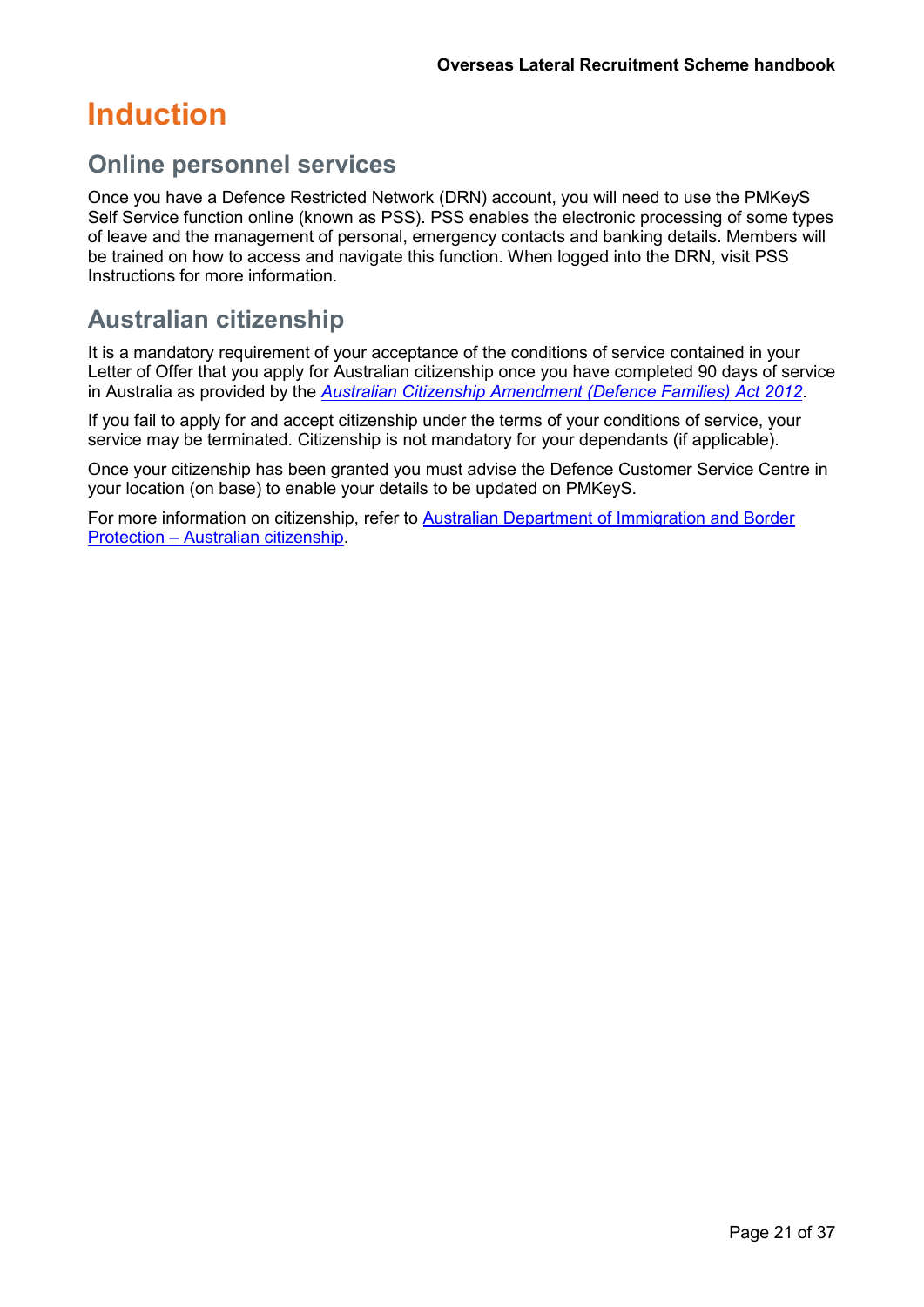# Induction

## Online personnel services

Once you have a Defence Restricted Network (DRN) account, you will need to use the PMKeyS Self Service function online (known as PSS). PSS enables the electronic processing of some types of leave and the management of personal, emergency contacts and banking details. Members will be trained on how to access and navigate this function. When logged into the DRN, visit PSS Instructions for more information.

## Australian citizenship

It is a mandatory requirement of your acceptance of the conditions of service contained in your Letter of Offer that you apply for Australian citizenship once you have completed 90 days of service in Australia as provided by the *Australian Citizenship Amendment (Defence Families) Act 2012*.

If you fail to apply for and accept citizenship under the terms of your conditions of service, your service may be terminated. Citizenship is not mandatory for your dependants (if applicable).

Once your citizenship has been granted you must advise the Defence Customer Service Centre in your location (on base) to enable your details to be updated on PMKeyS.

For more information on citizenship, refer to Australian Department of Immigration and Border Protection – Australian citizenship.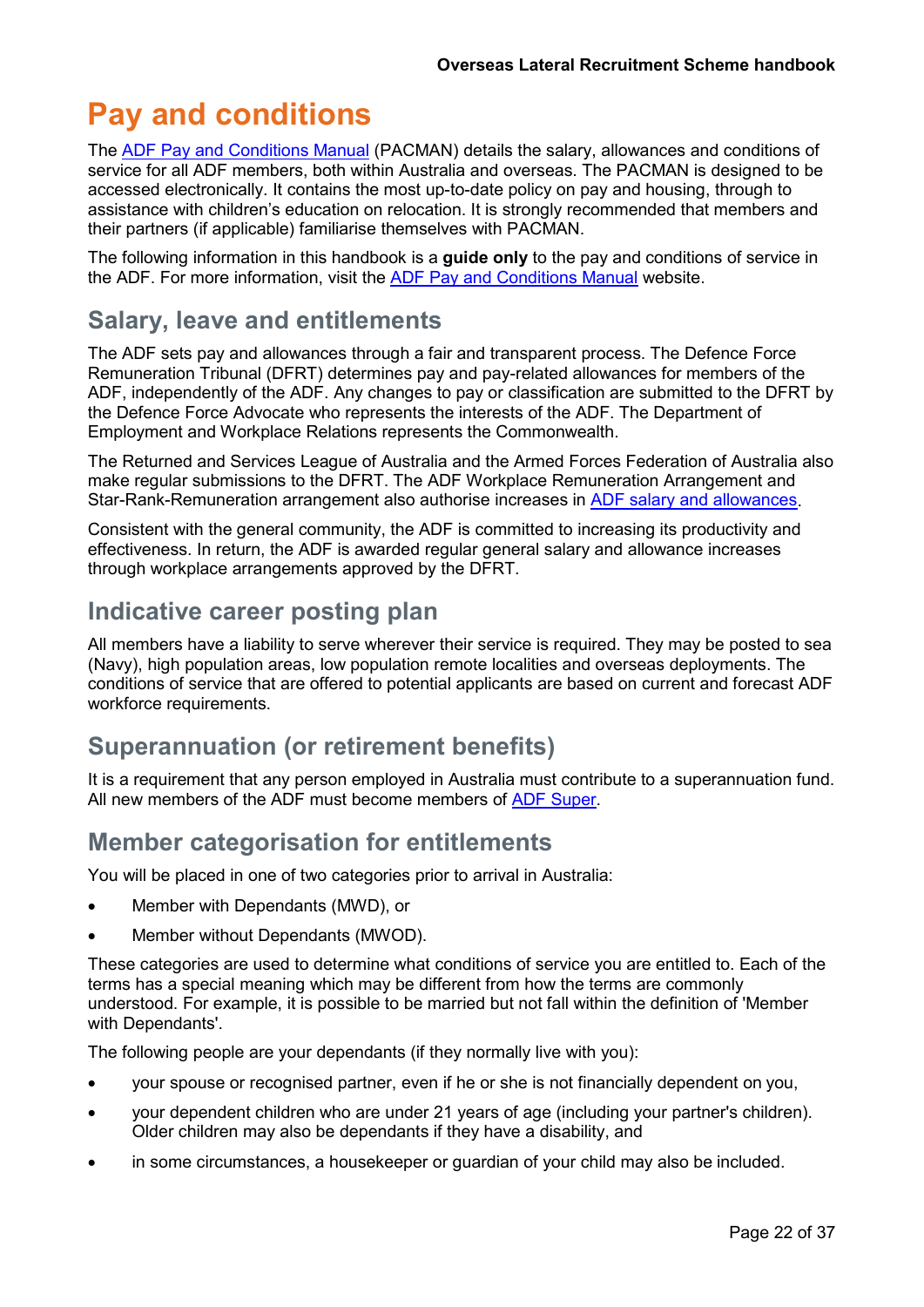# Pay and conditions

The ADF Pay and Conditions Manual (PACMAN) details the salary, allowances and conditions of service for all ADF members, both within Australia and overseas. The PACMAN is designed to be accessed electronically. It contains the most up-to-date policy on pay and housing, through to assistance with children's education on relocation. It is strongly recommended that members and their partners (if applicable) familiarise themselves with PACMAN.

The following information in this handbook is a **guide only** to the pay and conditions of service in the ADF. For more information, visit the ADF Pay and Conditions Manual website.

## Salary, leave and entitlements

The ADF sets pay and allowances through a fair and transparent process. The Defence Force Remuneration Tribunal (DFRT) determines pay and pay-related allowances for members of the ADF, independently of the ADF. Any changes to pay or classification are submitted to the DFRT by the Defence Force Advocate who represents the interests of the ADF. The Department of Employment and Workplace Relations represents the Commonwealth.

The Returned and Services League of Australia and the Armed Forces Federation of Australia also make regular submissions to the DFRT. The ADF Workplace Remuneration Arrangement and Star-Rank-Remuneration arrangement also authorise increases in ADF salary and allowances.

Consistent with the general community, the ADF is committed to increasing its productivity and effectiveness. In return, the ADF is awarded regular general salary and allowance increases through workplace arrangements approved by the DFRT.

## Indicative career posting plan

All members have a liability to serve wherever their service is required. They may be posted to sea (Navy), high population areas, low population remote localities and overseas deployments. The conditions of service that are offered to potential applicants are based on current and forecast ADF workforce requirements.

## Superannuation (or retirement benefits)

It is a requirement that any person employed in Australia must contribute to a superannuation fund. All new members of the ADF must become members of ADF Super.

## Member categorisation for entitlements

You will be placed in one of two categories prior to arrival in Australia:

- Member with Dependants (MWD), or
- Member without Dependants (MWOD).

These categories are used to determine what conditions of service you are entitled to. Each of the terms has a special meaning which may be different from how the terms are commonly understood. For example, it is possible to be married but not fall within the definition of 'Member with Dependants'.

The following people are your dependants (if they normally live with you):

- your spouse or recognised partner, even if he or she is not financially dependent on you,
- your dependent children who are under 21 years of age (including your partner's children). Older children may also be dependants if they have a disability, and
- in some circumstances, a housekeeper or guardian of your child may also be included.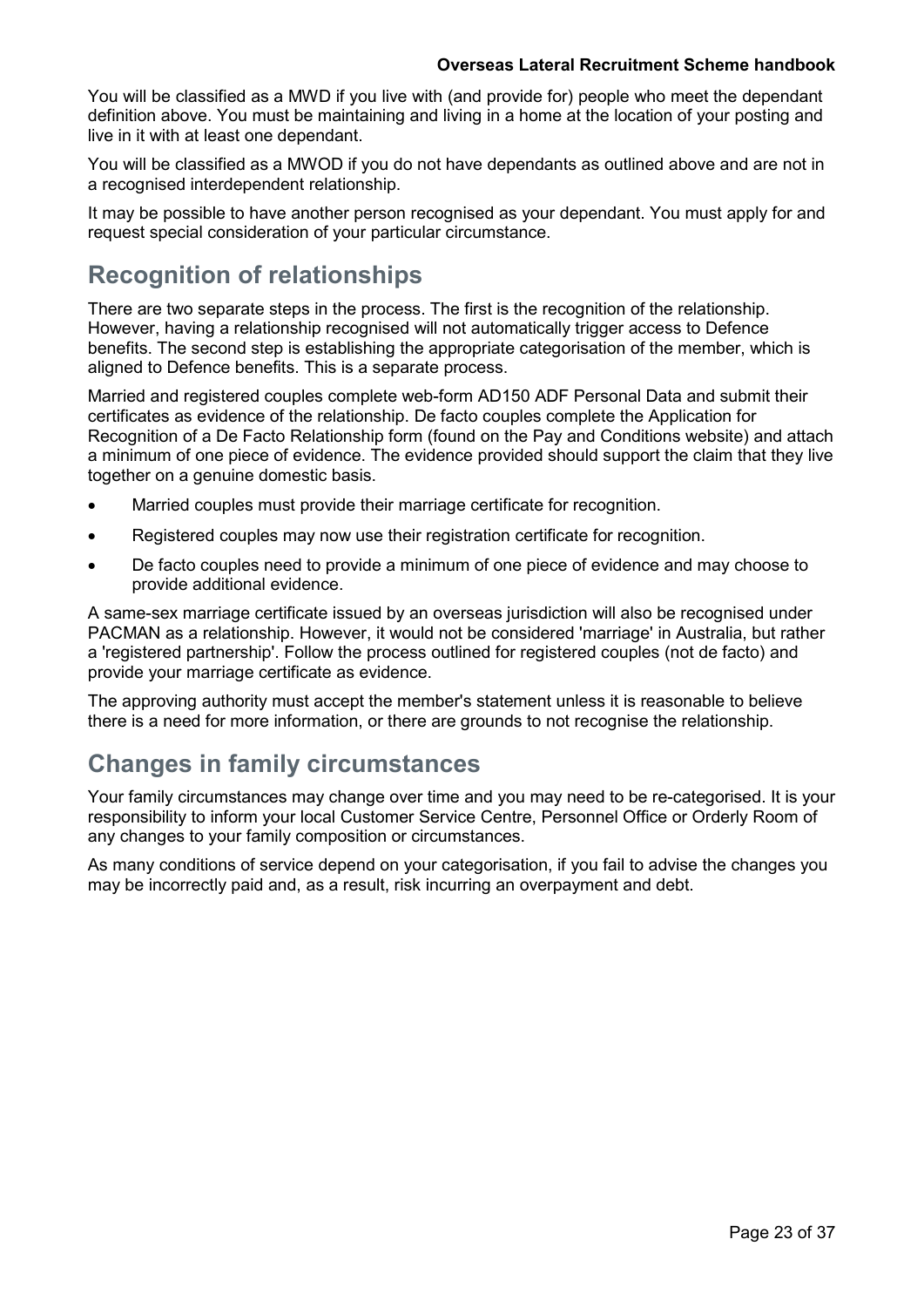You will be classified as a MWD if you live with (and provide for) people who meet the dependant definition above. You must be maintaining and living in a home at the location of your posting and live in it with at least one dependant.

You will be classified as a MWOD if you do not have dependants as outlined above and are not in a recognised interdependent relationship.

It may be possible to have another person recognised as your dependant. You must apply for and request special consideration of your particular circumstance.

## Recognition of relationships

There are two separate steps in the process. The first is the recognition of the relationship. However, having a relationship recognised will not automatically trigger access to Defence benefits. The second step is establishing the appropriate categorisation of the member, which is aligned to Defence benefits. This is a separate process.

Married and registered couples complete web-form AD150 ADF Personal Data and submit their certificates as evidence of the relationship. De facto couples complete the Application for Recognition of a De Facto Relationship form (found on the Pay and Conditions website) and attach a minimum of one piece of evidence. The evidence provided should support the claim that they live together on a genuine domestic basis.

- Married couples must provide their marriage certificate for recognition.
- Registered couples may now use their registration certificate for recognition.
- De facto couples need to provide a minimum of one piece of evidence and may choose to provide additional evidence.

A same-sex marriage certificate issued by an overseas jurisdiction will also be recognised under PACMAN as a relationship. However, it would not be considered 'marriage' in Australia, but rather a 'registered partnership'. Follow the process outlined for registered couples (not de facto) and provide your marriage certificate as evidence.

The approving authority must accept the member's statement unless it is reasonable to believe there is a need for more information, or there are grounds to not recognise the relationship.

## Changes in family circumstances

Your family circumstances may change over time and you may need to be re-categorised. It is your responsibility to inform your local Customer Service Centre, Personnel Office or Orderly Room of any changes to your family composition or circumstances.

As many conditions of service depend on your categorisation, if you fail to advise the changes you may be incorrectly paid and, as a result, risk incurring an overpayment and debt.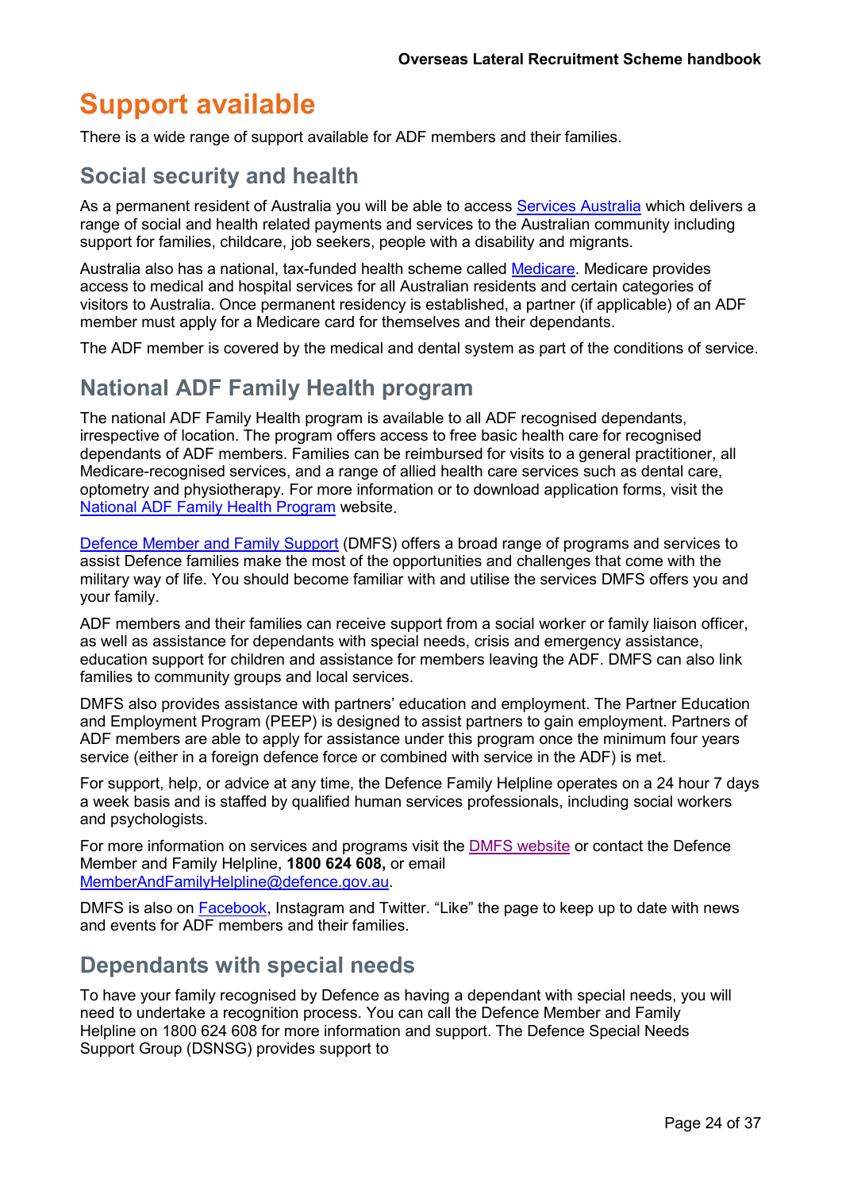# Support available

There is a wide range of support available for ADF members and their families.

## Social security and health

As a permanent resident of Australia you will be able to access Services Australia which delivers a range of social and health related payments and services to the Australian community including support for families, childcare, job seekers, people with a disability and migrants.

Australia also has a national, tax-funded health scheme called Medicare. Medicare provides access to medical and hospital services for all Australian residents and certain categories of visitors to Australia. Once permanent residency is established, a partner (if applicable) of an ADF member must apply for a Medicare card for themselves and their dependants.

The ADF member is covered by the medical and dental system as part of the conditions of service.

## National ADF Family Health program

The national ADF Family Health program is available to all ADF recognised dependants, irrespective of location. The program offers access to free basic health care for recognised dependants of ADF members. Families can be reimbursed for visits to a general practitioner, all Medicare-recognised services, and a range of allied health care services such as dental care, optometry and physiotherapy. For more information or to download application forms, visit the National ADF Family Health Program website.

Defence Member and Family Support (DMFS) offers a broad range of programs and services to assist Defence families make the most of the opportunities and challenges that come with the military way of life. You should become familiar with and utilise the services DMFS offers you and your family.

ADF members and their families can receive support from a social worker or family liaison officer, as well as assistance for dependants with special needs, crisis and emergency assistance, education support for children and assistance for members leaving the ADF. DMFS can also link families to community groups and local services.

DMFS also provides assistance with partners' education and employment. The Partner Education and Employment Program (PEEP) is designed to assist partners to gain employment. Partners of ADF members are able to apply for assistance under this program once the minimum four years service (either in a foreign defence force or combined with service in the ADF) is met.

For support, help, or advice at any time, the Defence Family Helpline operates on a 24 hour 7 days a week basis and is staffed by qualified human services professionals, including social workers and psychologists.

For more information on services and programs visit the DMFS website or contact the Defence Member and Family Helpline, **1800 624 608,** or email MemberAndFamilyHelpline@defence.gov.au.

DMFS is also on Facebook, Instagram and Twitter. "Like" the page to keep up to date with news and events for ADF members and their families.

## Dependants with special needs

To have your family recognised by Defence as having a dependant with special needs, you will need to undertake a recognition process. You can call the Defence Member and Family Helpline on 1800 624 608 for more information and support. The Defence Special Needs Support Group (DSNSG) provides support to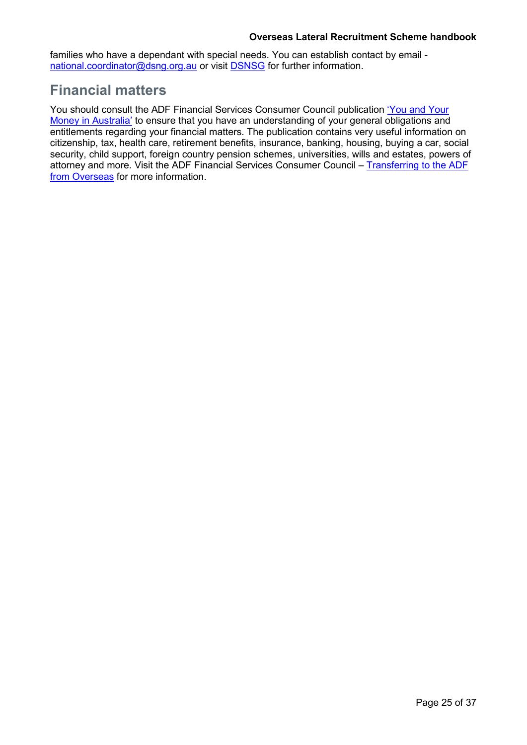families who have a dependant with special needs. You can establish contact by email - national.coordinator@dsng.org.au or visit DSNSG for further information.

## Financial matters

You should consult the ADF Financial Services Consumer Council publication 'You and Your Money in Australia' to ensure that you have an understanding of your general obligations and entitlements regarding your financial matters. The publication contains very useful information on citizenship, tax, health care, retirement benefits, insurance, banking, housing, buying a car, social security, child support, foreign country pension schemes, universities, wills and estates, powers of attorney and more. Visit the ADF Financial Services Consumer Council – Transferring to the ADF from Overseas for more information.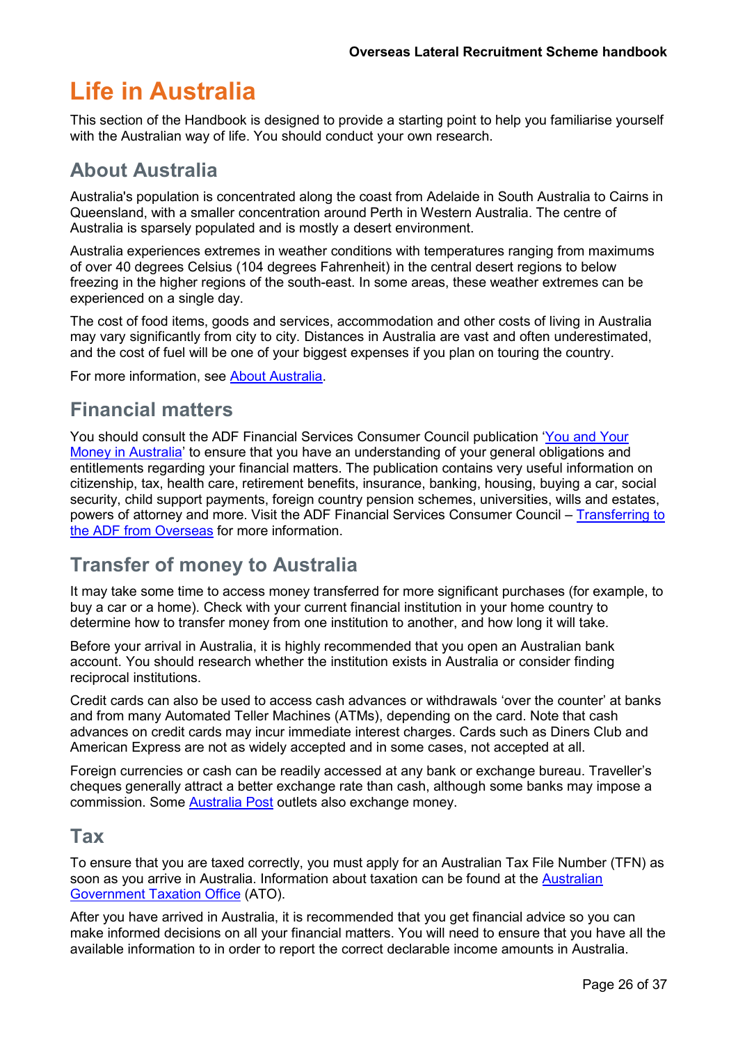# Life in Australia

This section of the Handbook is designed to provide a starting point to help you familiarise yourself with the Australian way of life. You should conduct your own research.

## About Australia

Australia's population is concentrated along the coast from Adelaide in South Australia to Cairns in Queensland, with a smaller concentration around Perth in Western Australia. The centre of Australia is sparsely populated and is mostly a desert environment.

Australia experiences extremes in weather conditions with temperatures ranging from maximums of over 40 degrees Celsius (104 degrees Fahrenheit) in the central desert regions to below freezing in the higher regions of the south-east. In some areas, these weather extremes can be experienced on a single day.

The cost of food items, goods and services, accommodation and other costs of living in Australia may vary significantly from city to city. Distances in Australia are vast and often underestimated, and the cost of fuel will be one of your biggest expenses if you plan on touring the country.

For more information, see [About Australia](About Australia).

## Financial matters

You should consult the ADF Financial Services Consumer Council publication '[You and Your Money in Australia](You and Your Money in Australia)' to ensure that you have an understanding of your general obligations and entitlements regarding your financial matters. The publication contains very useful information on citizenship, tax, health care, retirement benefits, insurance, banking, housing, buying a car, social security, child support payments, foreign country pension schemes, universities, wills and estates, powers of attorney and more. Visit the ADF Financial Services Consumer Council – [Transferring to the ADF from Overseas](Transferring to the ADF from Overseas) for more information.

## Transfer of money to Australia

It may take some time to access money transferred for more significant purchases (for example, to buy a car or a home). Check with your current financial institution in your home country to determine how to transfer money from one institution to another, and how long it will take.

Before your arrival in Australia, it is highly recommended that you open an Australian bank account. You should research whether the institution exists in Australia or consider finding reciprocal institutions.

Credit cards can also be used to access cash advances or withdrawals 'over the counter' at banks and from many Automated Teller Machines (ATMs), depending on the card. Note that cash advances on credit cards may incur immediate interest charges. Cards such as Diners Club and American Express are not as widely accepted and in some cases, not accepted at all.

Foreign currencies or cash can be readily accessed at any bank or exchange bureau. Traveller's cheques generally attract a better exchange rate than cash, although some banks may impose a commission. Some [Australia Post](Australia Post) outlets also exchange money.

## Tax

To ensure that you are taxed correctly, you must apply for an Australian Tax File Number (TFN) as soon as you arrive in Australia. Information about taxation can be found at the [Australian Government Taxation Office](Australian Government Taxation Office) (ATO).

After you have arrived in Australia, it is recommended that you get financial advice so you can make informed decisions on all your financial matters. You will need to ensure that you have all the available information to in order to report the correct declarable income amounts in Australia.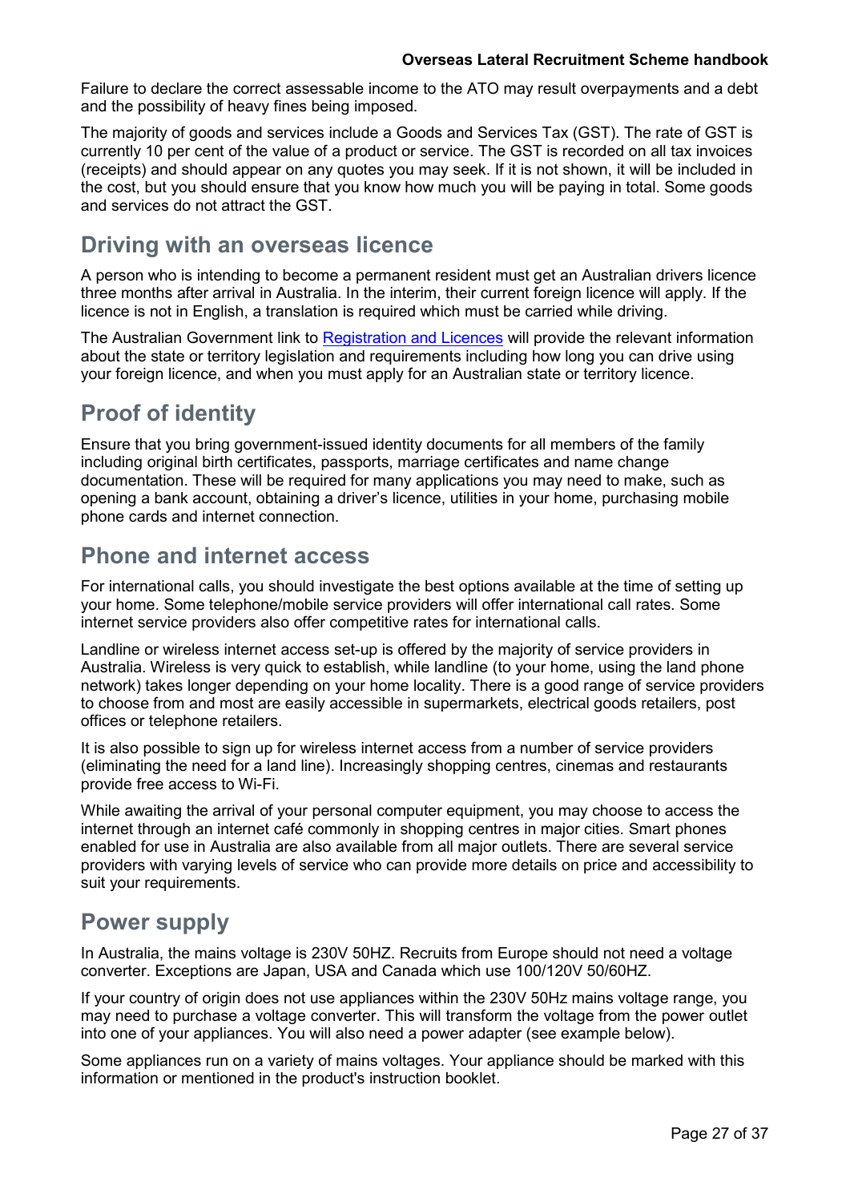Failure to declare the correct assessable income to the ATO may result overpayments and a debt and the possibility of heavy fines being imposed.

The majority of goods and services include a Goods and Services Tax (GST). The rate of GST is currently 10 per cent of the value of a product or service. The GST is recorded on all tax invoices (receipts) and should appear on any quotes you may seek. If it is not shown, it will be included in the cost, but you should ensure that you know how much you will be paying in total. Some goods and services do not attract the GST.

## Driving with an overseas licence

A person who is intending to become a permanent resident must get an Australian drivers licence three months after arrival in Australia. In the interim, their current foreign licence will apply. If the licence is not in English, a translation is required which must be carried while driving.

The Australian Government link to Registration and Licences will provide the relevant information about the state or territory legislation and requirements including how long you can drive using your foreign licence, and when you must apply for an Australian state or territory licence.

## Proof of identity

Ensure that you bring government-issued identity documents for all members of the family including original birth certificates, passports, marriage certificates and name change documentation. These will be required for many applications you may need to make, such as opening a bank account, obtaining a driver's licence, utilities in your home, purchasing mobile phone cards and internet connection.

## Phone and internet access

For international calls, you should investigate the best options available at the time of setting up your home. Some telephone/mobile service providers will offer international call rates. Some internet service providers also offer competitive rates for international calls.

Landline or wireless internet access set-up is offered by the majority of service providers in Australia. Wireless is very quick to establish, while landline (to your home, using the land phone network) takes longer depending on your home locality. There is a good range of service providers to choose from and most are easily accessible in supermarkets, electrical goods retailers, post offices or telephone retailers.

It is also possible to sign up for wireless internet access from a number of service providers (eliminating the need for a land line). Increasingly shopping centres, cinemas and restaurants provide free access to Wi-Fi.

While awaiting the arrival of your personal computer equipment, you may choose to access the internet through an internet café commonly in shopping centres in major cities. Smart phones enabled for use in Australia are also available from all major outlets. There are several service providers with varying levels of service who can provide more details on price and accessibility to suit your requirements.

## Power supply

In Australia, the mains voltage is 230V 50HZ. Recruits from Europe should not need a voltage converter. Exceptions are Japan, USA and Canada which use 100/120V 50/60HZ.

If your country of origin does not use appliances within the 230V 50Hz mains voltage range, you may need to purchase a voltage converter. This will transform the voltage from the power outlet into one of your appliances. You will also need a power adapter (see example below).

Some appliances run on a variety of mains voltages. Your appliance should be marked with this information or mentioned in the product's instruction booklet.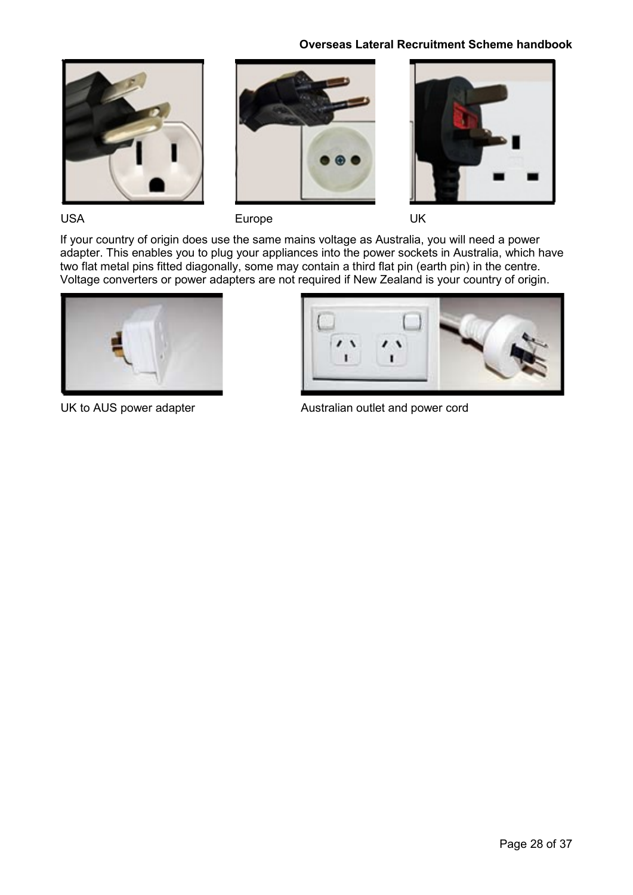USA

Europe

UK

If your country of origin does use the same mains voltage as Australia, you will need a power adapter. This enables you to plug your appliances into the power sockets in Australia, which have two flat metal pins fitted diagonally, some may contain a third flat pin (earth pin) in the centre. Voltage converters or power adapters are not required if New Zealand is your country of origin.

UK to AUS power adapter

Australian outlet and power cord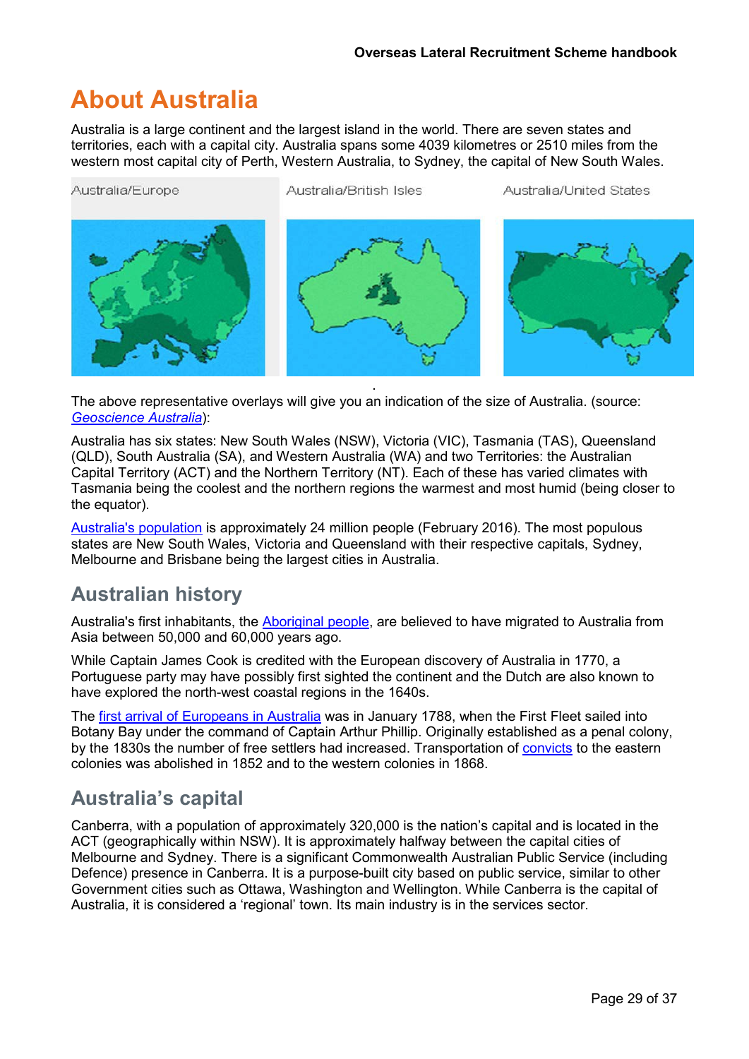# About Australia

Australia is a large continent and the largest island in the world. There are seven states and territories, each with a capital city. Australia spans some 4039 kilometres or 2510 miles from the western most capital city of Perth, Western Australia, to Sydney, the capital of New South Wales.

Australia/Europe | Australia/British Isles | Australia/United States

The above representative overlays will give you an indication of the size of Australia. (source: *Geoscience Australia*):

Australia has six states: New South Wales (NSW), Victoria (VIC), Tasmania (TAS), Queensland (QLD), South Australia (SA), and Western Australia (WA) and two Territories: the Australian Capital Territory (ACT) and the Northern Territory (NT). Each of these has varied climates with Tasmania being the coolest and the northern regions the warmest and most humid (being closer to the equator).

Australia's population is approximately 24 million people (February 2016). The most populous states are New South Wales, Victoria and Queensland with their respective capitals, Sydney, Melbourne and Brisbane being the largest cities in Australia.

## Australian history

Australia's first inhabitants, the Aboriginal people, are believed to have migrated to Australia from Asia between 50,000 and 60,000 years ago.

While Captain James Cook is credited with the European discovery of Australia in 1770, a Portuguese party may have possibly first sighted the continent and the Dutch are also known to have explored the north-west coastal regions in the 1640s.

The first arrival of Europeans in Australia was in January 1788, when the First Fleet sailed into Botany Bay under the command of Captain Arthur Phillip. Originally established as a penal colony, by the 1830s the number of free settlers had increased. Transportation of convicts to the eastern colonies was abolished in 1852 and to the western colonies in 1868.

## Australia's capital

Canberra, with a population of approximately 320,000 is the nation's capital and is located in the ACT (geographically within NSW). It is approximately halfway between the capital cities of Melbourne and Sydney. There is a significant Commonwealth Australian Public Service (including Defence) presence in Canberra. It is a purpose-built city based on public service, similar to other Government cities such as Ottawa, Washington and Wellington. While Canberra is the capital of Australia, it is considered a 'regional' town. Its main industry is in the services sector.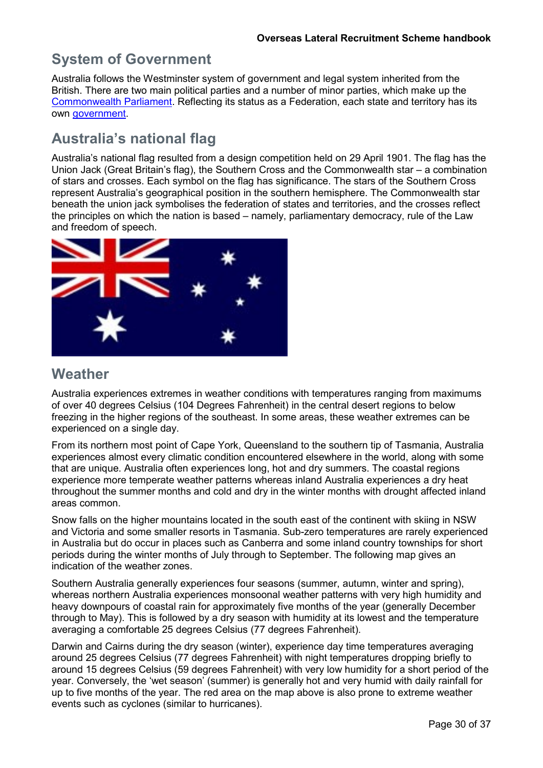## System of Government

Australia follows the Westminster system of government and legal system inherited from the British. There are two main political parties and a number of minor parties, which make up the Commonwealth Parliament. Reflecting its status as a Federation, each state and territory has its own government.

## Australia's national flag

Australia's national flag resulted from a design competition held on 29 April 1901. The flag has the Union Jack (Great Britain's flag), the Southern Cross and the Commonwealth star – a combination of stars and crosses. Each symbol on the flag has significance. The stars of the Southern Cross represent Australia's geographical position in the southern hemisphere. The Commonwealth star beneath the union jack symbolises the federation of states and territories, and the crosses reflect the principles on which the nation is based – namely, parliamentary democracy, rule of the Law and freedom of speech.

## Weather

Australia experiences extremes in weather conditions with temperatures ranging from maximums of over 40 degrees Celsius (104 Degrees Fahrenheit) in the central desert regions to below freezing in the higher regions of the southeast. In some areas, these weather extremes can be experienced on a single day.

From its northern most point of Cape York, Queensland to the southern tip of Tasmania, Australia experiences almost every climatic condition encountered elsewhere in the world, along with some that are unique. Australia often experiences long, hot and dry summers. The coastal regions experience more temperate weather patterns whereas inland Australia experiences a dry heat throughout the summer months and cold and dry in the winter months with drought affected inland areas common.

Snow falls on the higher mountains located in the south east of the continent with skiing in NSW and Victoria and some smaller resorts in Tasmania. Sub-zero temperatures are rarely experienced in Australia but do occur in places such as Canberra and some inland country townships for short periods during the winter months of July through to September. The following map gives an indication of the weather zones.

Southern Australia generally experiences four seasons (summer, autumn, winter and spring), whereas northern Australia experiences monsoonal weather patterns with very high humidity and heavy downpours of coastal rain for approximately five months of the year (generally December through to May). This is followed by a dry season with humidity at its lowest and the temperature averaging a comfortable 25 degrees Celsius (77 degrees Fahrenheit).

Darwin and Cairns during the dry season (winter), experience day time temperatures averaging around 25 degrees Celsius (77 degrees Fahrenheit) with night temperatures dropping briefly to around 15 degrees Celsius (59 degrees Fahrenheit) with very low humidity for a short period of the year. Conversely, the 'wet season' (summer) is generally hot and very humid with daily rainfall for up to five months of the year. The red area on the map above is also prone to extreme weather events such as cyclones (similar to hurricanes).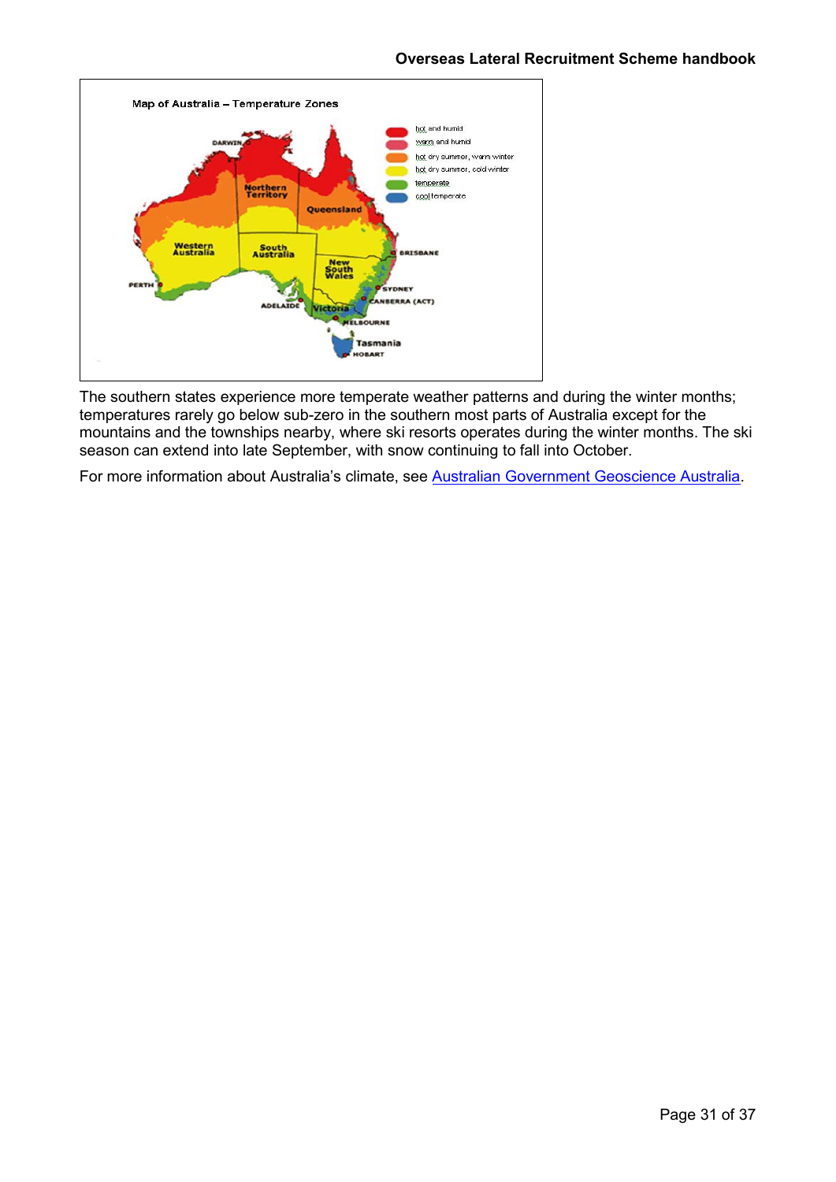The southern states experience more temperate weather patterns and during the winter months; temperatures rarely go below sub-zero in the southern most parts of Australia except for the mountains and the townships nearby, where ski resorts operates during the winter months. The ski season can extend into late September, with snow continuing to fall into October.

For more information about Australia's climate, see [Australian Government Geoscience Australia](Australian Government Geoscience Australia).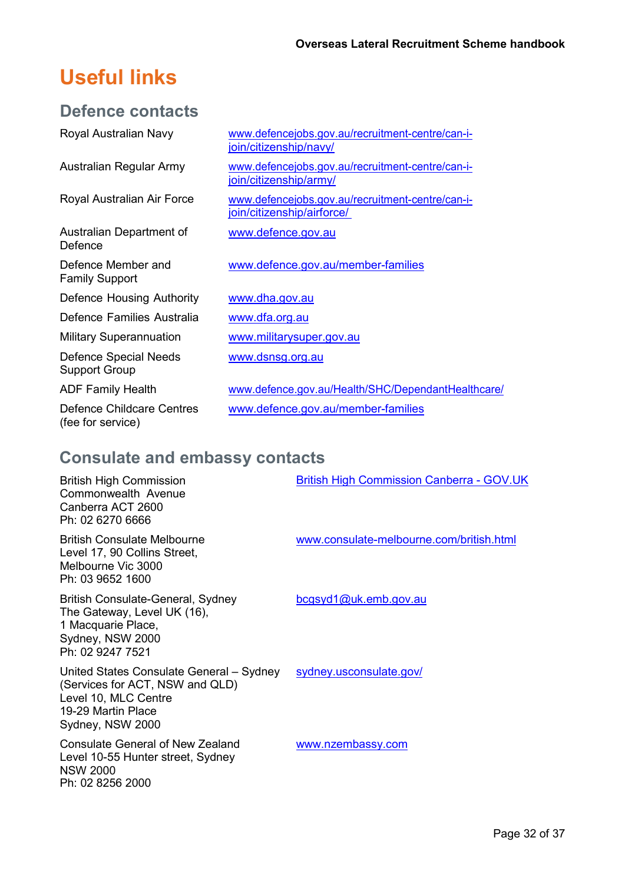# Useful links

## Defence contacts

| | |
|---|---|
| Royal Australian Navy | www.defencejobs.gov.au/recruitment-centre/can-i-join/citizenship/navy/ |
| Australian Regular Army | www.defencejobs.gov.au/recruitment-centre/can-i-join/citizenship/army/ |
| Royal Australian Air Force | www.defencejobs.gov.au/recruitment-centre/can-i-join/citizenship/airforce/ |
| Australian Department of Defence | www.defence.gov.au |
| Defence Member and Family Support | www.defence.gov.au/member-families |
| Defence Housing Authority | www.dha.gov.au |
| Defence Families Australia | www.dfa.org.au |
| Military Superannuation | www.militarysuper.gov.au |
| Defence Special Needs Support Group | www.dsnsg.org.au |
| ADF Family Health | www.defence.gov.au/Health/SHC/DependantHealthcare/ |
| Defence Childcare Centres (fee for service) | www.defence.gov.au/member-families |

## Consulate and embassy contacts

| | |
|---|---|
| British High Commission<br>Commonwealth Avenue<br>Canberra ACT 2600<br>Ph: 02 6270 6666 | British High Commission Canberra - GOV.UK |
| British Consulate Melbourne<br>Level 17, 90 Collins Street,<br>Melbourne Vic 3000<br>Ph: 03 9652 1600 | www.consulate-melbourne.com/british.html |
| British Consulate-General, Sydney<br>The Gateway, Level UK (16),<br>1 Macquarie Place,<br>Sydney, NSW 2000<br>Ph: 02 9247 7521 | bcgsyd1@uk.emb.gov.au |
| United States Consulate General – Sydney<br>(Services for ACT, NSW and QLD)<br>Level 10, MLC Centre<br>19-29 Martin Place<br>Sydney, NSW 2000 | sydney.usconsulate.gov/ |
| Consulate General of New Zealand<br>Level 10-55 Hunter street, Sydney<br>NSW 2000<br>Ph: 02 8256 2000 | www.nzembassy.com |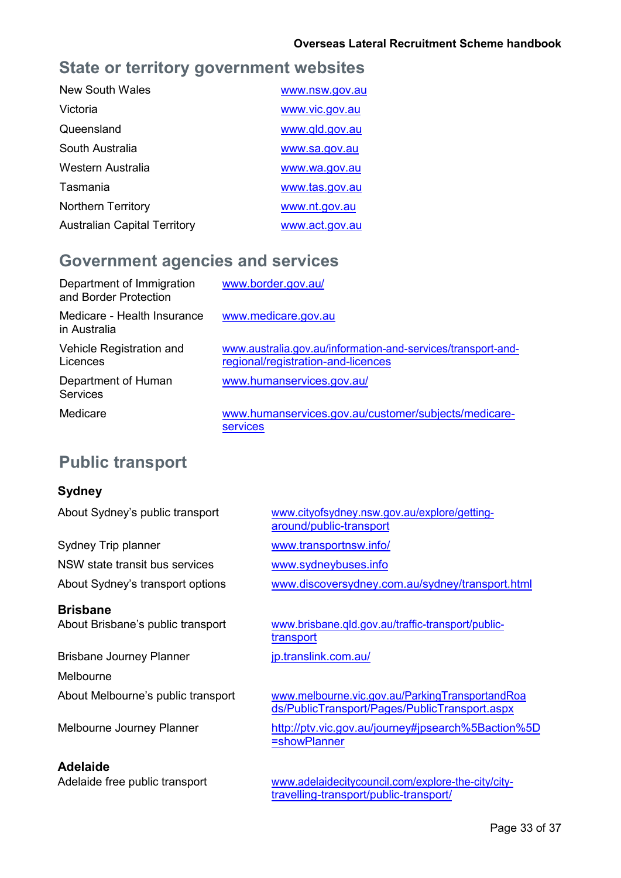## State or territory government websites

| | |
|---|---|
| New South Wales | www.nsw.gov.au |
| Victoria | www.vic.gov.au |
| Queensland | www.qld.gov.au |
| South Australia | www.sa.gov.au |
| Western Australia | www.wa.gov.au |
| Tasmania | www.tas.gov.au |
| Northern Territory | www.nt.gov.au |
| Australian Capital Territory | www.act.gov.au |

## Government agencies and services

| | |
|---|---|
| Department of Immigration and Border Protection | www.border.gov.au/ |
| Medicare - Health Insurance in Australia | www.medicare.gov.au |
| Vehicle Registration and Licences | www.australia.gov.au/information-and-services/transport-and-regional/registration-and-licences |
| Department of Human Services | www.humanservices.gov.au/ |
| Medicare | www.humanservices.gov.au/customer/subjects/medicare-services |

## Public transport

### Sydney

| | |
|---|---|
| About Sydney's public transport | www.cityofsydney.nsw.gov.au/explore/getting-around/public-transport |
| Sydney Trip planner | www.transportnsw.info/ |
| NSW state transit bus services | www.sydneybuses.info |
| About Sydney's transport options | www.discoversydney.com.au/sydney/transport.html |

### Brisbane

| | |
|---|---|
| About Brisbane's public transport | www.brisbane.qld.gov.au/traffic-transport/public-transport |
| Brisbane Journey Planner | jp.translink.com.au/ |

Melbourne

| | |
|---|---|
| About Melbourne's public transport | www.melbourne.vic.gov.au/ParkingTransportandRoads/PublicTransport/Pages/PublicTransport.aspx |
| Melbourne Journey Planner | http://ptv.vic.gov.au/journey#jpsearch%5Baction%5D=showPlanner |

### Adelaide

| | |
|---|---|
| Adelaide free public transport | www.adelaidecitycouncil.com/explore-the-city/city-travelling-transport/public-transport/ |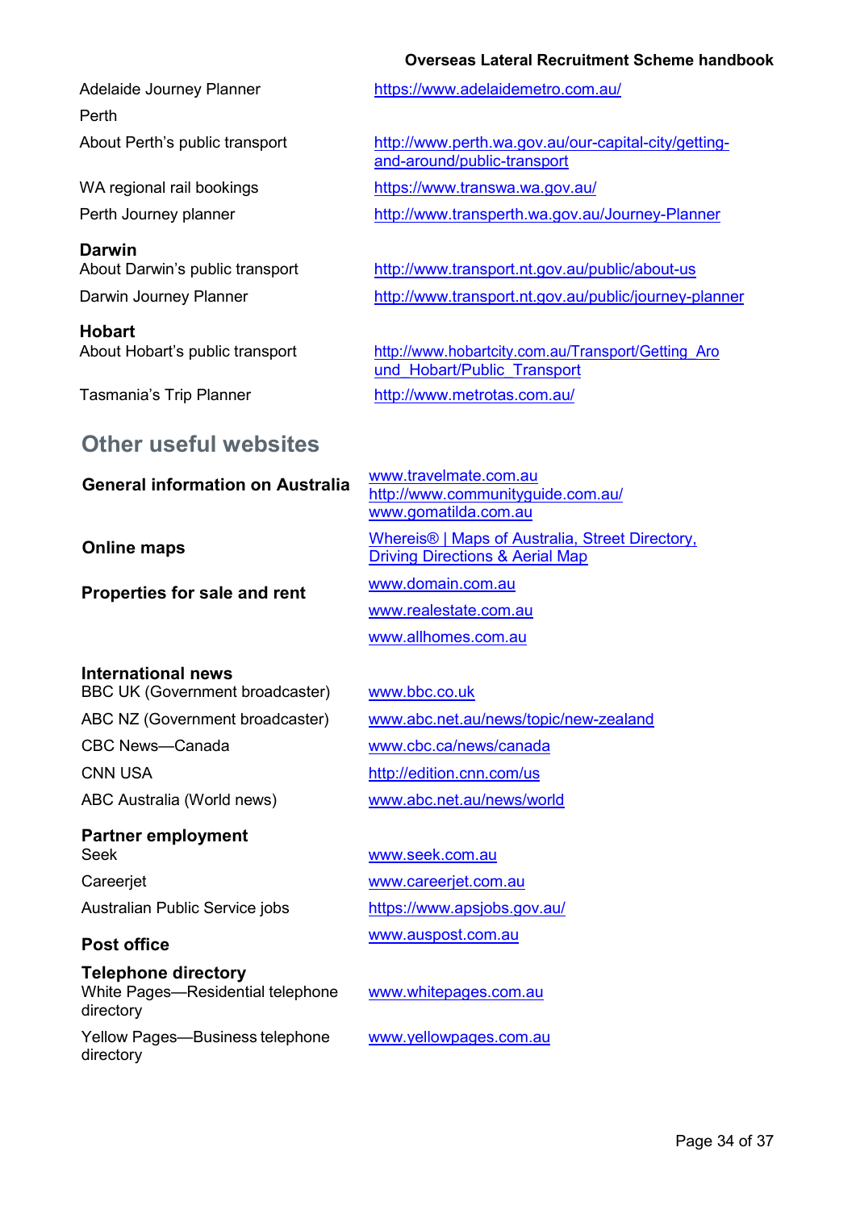Adelaide Journey Planner — https://www.adelaidemetro.com.au/

Perth

About Perth's public transport — http://www.perth.wa.gov.au/our-capital-city/getting-and-around/public-transport

WA regional rail bookings — https://www.transwa.wa.gov.au/

Perth Journey planner — http://www.transperth.wa.gov.au/Journey-Planner

**Darwin**

About Darwin's public transport — http://www.transport.nt.gov.au/public/about-us

Darwin Journey Planner — http://www.transport.nt.gov.au/public/journey-planner

**Hobart**

About Hobart's public transport — http://www.hobartcity.com.au/Transport/Getting_Around_Hobart/Public_Transport

Tasmania's Trip Planner — http://www.metrotas.com.au/

## Other useful websites

**General information on Australia**

www.travelmate.com.au
http://www.communityguide.com.au/
www.gomatilda.com.au

**Online maps**

Whereis® | Maps of Australia, Street Directory, Driving Directions & Aerial Map

**Properties for sale and rent**

www.domain.com.au
www.realestate.com.au
www.allhomes.com.au

**International news**

BBC UK (Government broadcaster) — www.bbc.co.uk

ABC NZ (Government broadcaster) — www.abc.net.au/news/topic/new-zealand

CBC News—Canada — www.cbc.ca/news/canada

CNN USA — http://edition.cnn.com/us

ABC Australia (World news) — www.abc.net.au/news/world

**Partner employment**

Seek — www.seek.com.au

Careerjet — www.careerjet.com.au

Australian Public Service jobs — https://www.apsjobs.gov.au/

**Post office** — www.auspost.com.au

**Telephone directory**

White Pages—Residential telephone directory — www.whitepages.com.au

Yellow Pages—Business telephone directory — www.yellowpages.com.au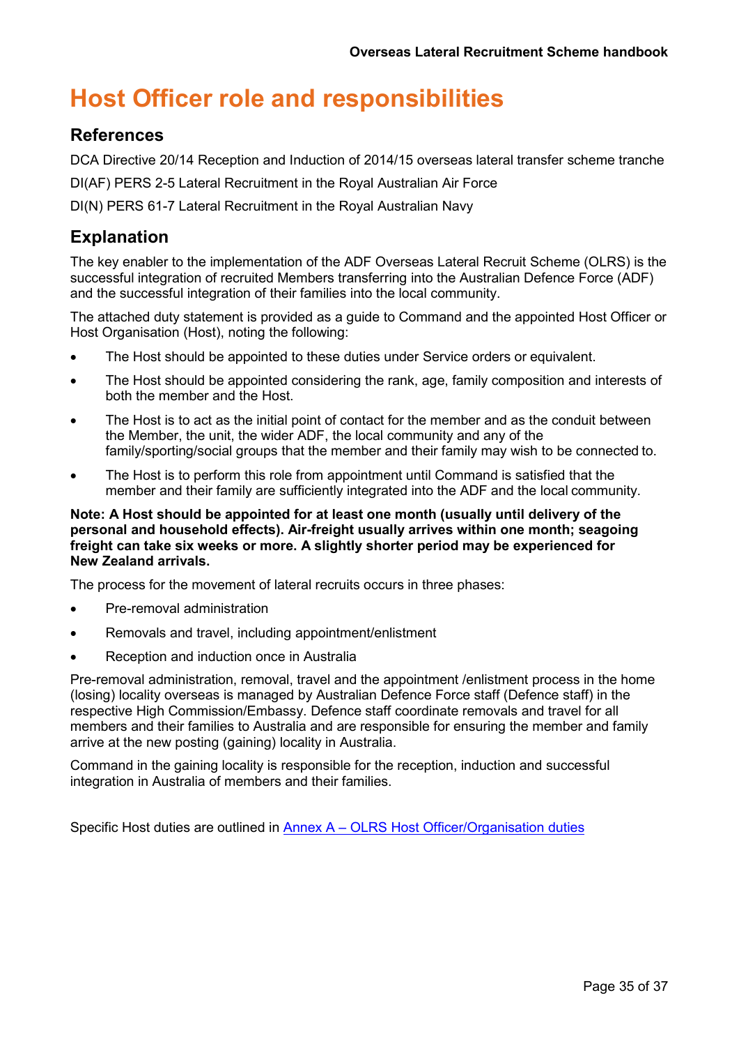# Host Officer role and responsibilities

## References

DCA Directive 20/14 Reception and Induction of 2014/15 overseas lateral transfer scheme tranche

DI(AF) PERS 2-5 Lateral Recruitment in the Royal Australian Air Force

DI(N) PERS 61-7 Lateral Recruitment in the Royal Australian Navy

## Explanation

The key enabler to the implementation of the ADF Overseas Lateral Recruit Scheme (OLRS) is the successful integration of recruited Members transferring into the Australian Defence Force (ADF) and the successful integration of their families into the local community.

The attached duty statement is provided as a guide to Command and the appointed Host Officer or Host Organisation (Host), noting the following:

- The Host should be appointed to these duties under Service orders or equivalent.
- The Host should be appointed considering the rank, age, family composition and interests of both the member and the Host.
- The Host is to act as the initial point of contact for the member and as the conduit between the Member, the unit, the wider ADF, the local community and any of the family/sporting/social groups that the member and their family may wish to be connected to.
- The Host is to perform this role from appointment until Command is satisfied that the member and their family are sufficiently integrated into the ADF and the local community.

**Note: A Host should be appointed for at least one month (usually until delivery of the personal and household effects). Air-freight usually arrives within one month; seagoing freight can take six weeks or more. A slightly shorter period may be experienced for New Zealand arrivals.**

The process for the movement of lateral recruits occurs in three phases:

- Pre-removal administration
- Removals and travel, including appointment/enlistment
- Reception and induction once in Australia

Pre-removal administration, removal, travel and the appointment /enlistment process in the home (losing) locality overseas is managed by Australian Defence Force staff (Defence staff) in the respective High Commission/Embassy. Defence staff coordinate removals and travel for all members and their families to Australia and are responsible for ensuring the member and family arrive at the new posting (gaining) locality in Australia.

Command in the gaining locality is responsible for the reception, induction and successful integration in Australia of members and their families.

Specific Host duties are outlined in Annex A – OLRS Host Officer/Organisation duties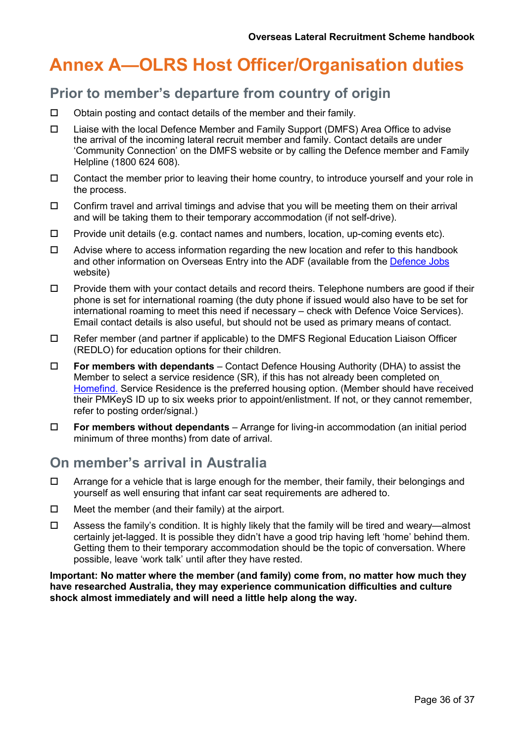# Annex A—OLRS Host Officer/Organisation duties

## Prior to member's departure from country of origin

- ☐ Obtain posting and contact details of the member and their family.
- ☐ Liaise with the local Defence Member and Family Support (DMFS) Area Office to advise the arrival of the incoming lateral recruit member and family. Contact details are under 'Community Connection' on the DMFS website or by calling the Defence member and Family Helpline (1800 624 608).
- ☐ Contact the member prior to leaving their home country, to introduce yourself and your role in the process.
- ☐ Confirm travel and arrival timings and advise that you will be meeting them on their arrival and will be taking them to their temporary accommodation (if not self-drive).
- ☐ Provide unit details (e.g. contact names and numbers, location, up-coming events etc).
- ☐ Advise where to access information regarding the new location and refer to this handbook and other information on Overseas Entry into the ADF (available from the Defence Jobs website)
- ☐ Provide them with your contact details and record theirs. Telephone numbers are good if their phone is set for international roaming (the duty phone if issued would also have to be set for international roaming to meet this need if necessary – check with Defence Voice Services). Email contact details is also useful, but should not be used as primary means of contact.
- ☐ Refer member (and partner if applicable) to the DMFS Regional Education Liaison Officer (REDLO) for education options for their children.
- ☐ **For members with dependants** – Contact Defence Housing Authority (DHA) to assist the Member to select a service residence (SR), if this has not already been completed on Homefind. Service Residence is the preferred housing option. (Member should have received their PMKeyS ID up to six weeks prior to appoint/enlistment. If not, or they cannot remember, refer to posting order/signal.)
- ☐ **For members without dependants** – Arrange for living-in accommodation (an initial period minimum of three months) from date of arrival.

## On member's arrival in Australia

- ☐ Arrange for a vehicle that is large enough for the member, their family, their belongings and yourself as well ensuring that infant car seat requirements are adhered to.
- ☐ Meet the member (and their family) at the airport.
- ☐ Assess the family's condition. It is highly likely that the family will be tired and weary—almost certainly jet-lagged. It is possible they didn't have a good trip having left 'home' behind them. Getting them to their temporary accommodation should be the topic of conversation. Where possible, leave 'work talk' until after they have rested.

**Important: No matter where the member (and family) come from, no matter how much they have researched Australia, they may experience communication difficulties and culture shock almost immediately and will need a little help along the way.**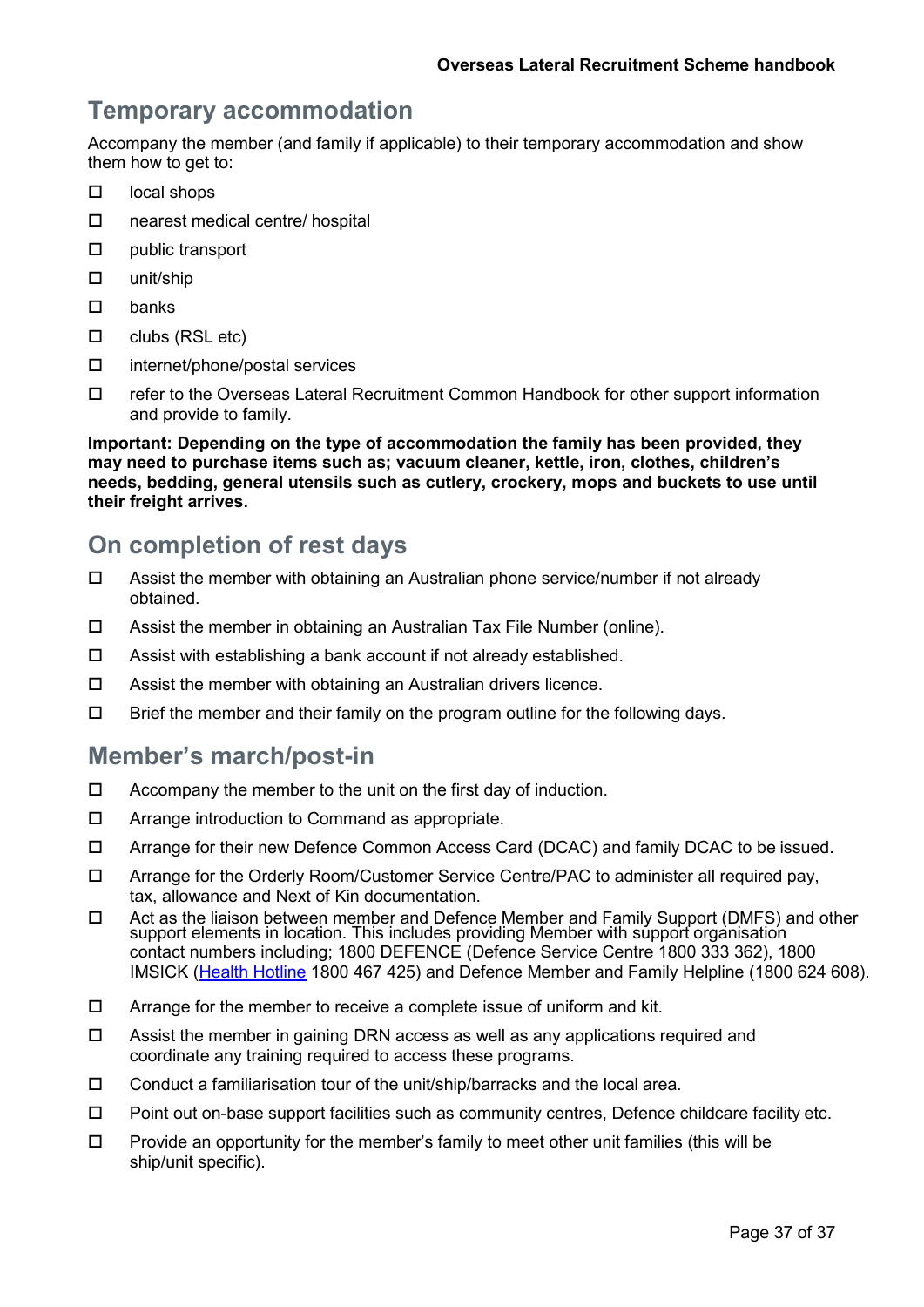## Temporary accommodation

Accompany the member (and family if applicable) to their temporary accommodation and show them how to get to:

- ☐ local shops
- ☐ nearest medical centre/ hospital
- ☐ public transport
- ☐ unit/ship
- ☐ banks
- ☐ clubs (RSL etc)
- ☐ internet/phone/postal services
- ☐ refer to the Overseas Lateral Recruitment Common Handbook for other support information and provide to family.

**Important: Depending on the type of accommodation the family has been provided, they may need to purchase items such as; vacuum cleaner, kettle, iron, clothes, children's needs, bedding, general utensils such as cutlery, crockery, mops and buckets to use until their freight arrives.**

## On completion of rest days

- ☐ Assist the member with obtaining an Australian phone service/number if not already obtained.
- ☐ Assist the member in obtaining an Australian Tax File Number (online).
- ☐ Assist with establishing a bank account if not already established.
- ☐ Assist the member with obtaining an Australian drivers licence.
- ☐ Brief the member and their family on the program outline for the following days.

## Member's march/post-in

- ☐ Accompany the member to the unit on the first day of induction.
- ☐ Arrange introduction to Command as appropriate.
- ☐ Arrange for their new Defence Common Access Card (DCAC) and family DCAC to be issued.
- ☐ Arrange for the Orderly Room/Customer Service Centre/PAC to administer all required pay, tax, allowance and Next of Kin documentation.
- ☐ Act as the liaison between member and Defence Member and Family Support (DMFS) and other support elements in location. This includes providing Member with support organisation contact numbers including; 1800 DEFENCE (Defence Service Centre 1800 333 362), 1800 IMSICK (Health Hotline 1800 467 425) and Defence Member and Family Helpline (1800 624 608).
- ☐ Arrange for the member to receive a complete issue of uniform and kit.
- ☐ Assist the member in gaining DRN access as well as any applications required and coordinate any training required to access these programs.
- ☐ Conduct a familiarisation tour of the unit/ship/barracks and the local area.
- ☐ Point out on-base support facilities such as community centres, Defence childcare facility etc.
- ☐ Provide an opportunity for the member's family to meet other unit families (this will be ship/unit specific).